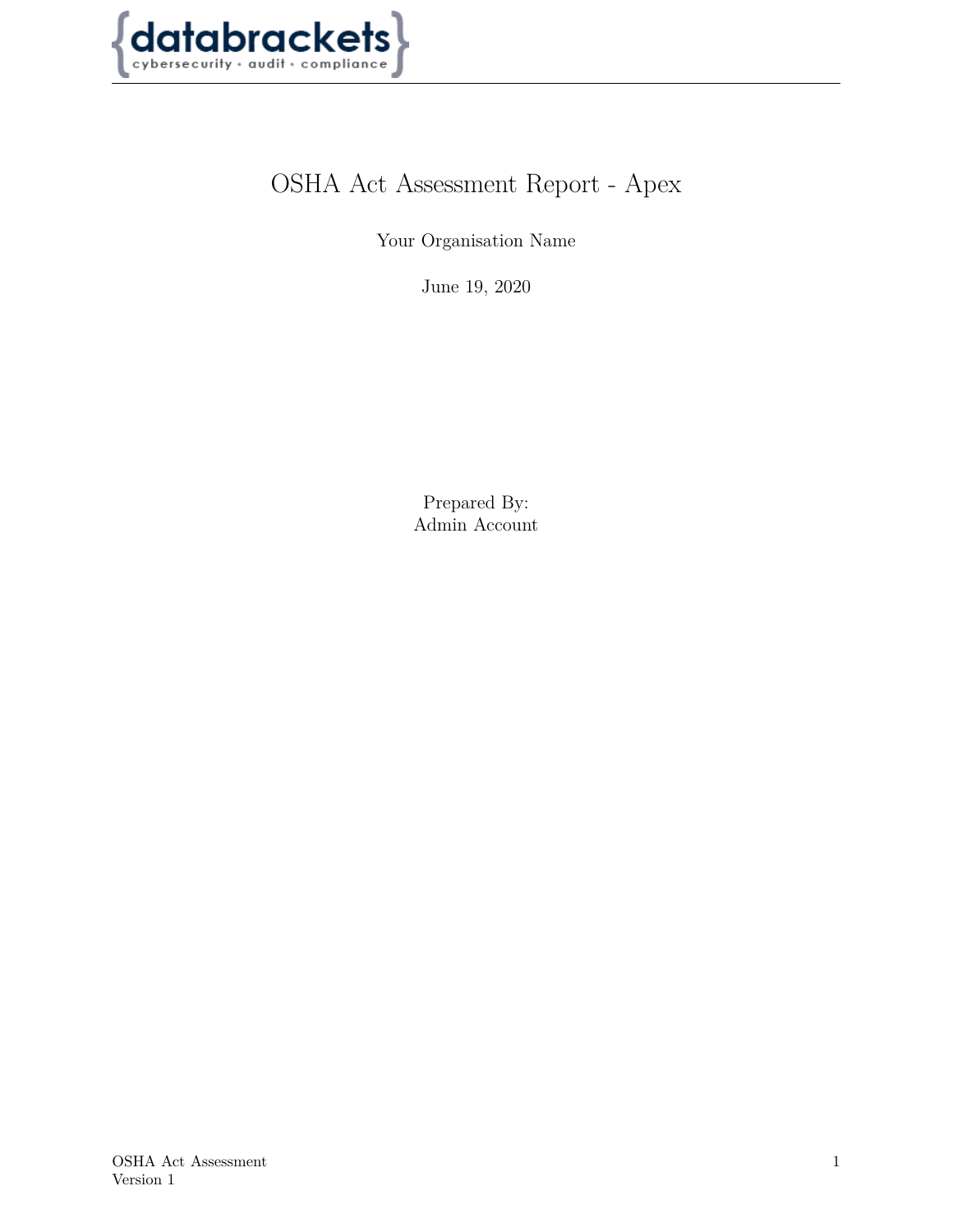# OSHA Act Assessment Report - Apex

Your Organisation Name

June 19, 2020

Prepared By:
Admin Account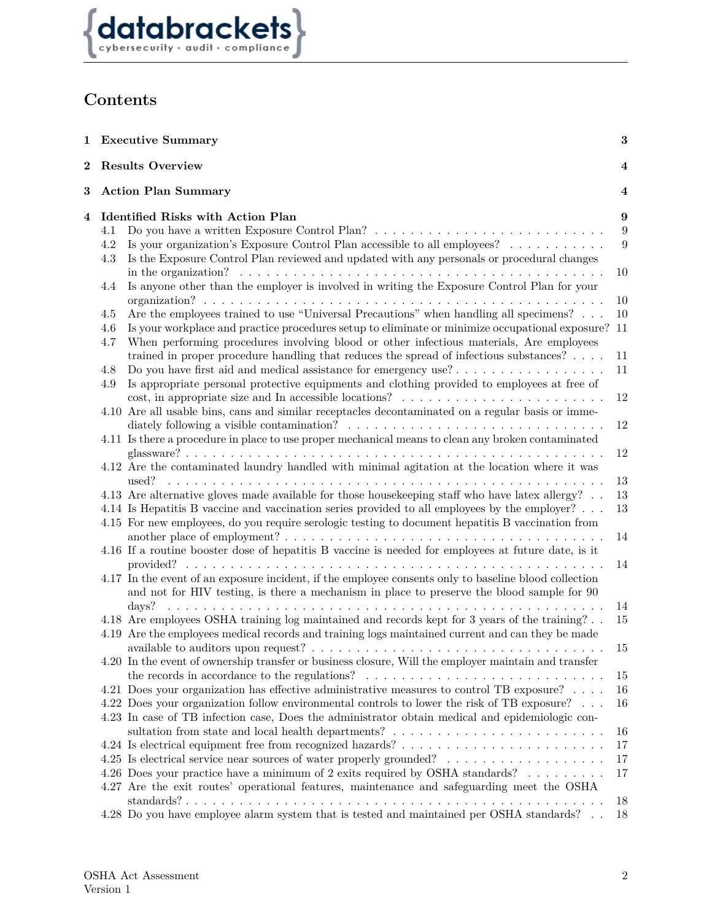# Contents

- **1 Executive Summary** — 3
- **2 Results Overview** — 4
- **3 Action Plan Summary** — 4
- **4 Identified Risks with Action Plan** — 9
  - 4.1 Do you have a written Exposure Control Plan? — 9
  - 4.2 Is your organization's Exposure Control Plan accessible to all employees? — 9
  - 4.3 Is the Exposure Control Plan reviewed and updated with any personals or procedural changes in the organization? — 10
  - 4.4 Is anyone other than the employer is involved in writing the Exposure Control Plan for your organization? — 10
  - 4.5 Are the employees trained to use "Universal Precautions" when handling all specimens? — 10
  - 4.6 Is your workplace and practice procedures setup to eliminate or minimize occupational exposure? — 11
  - 4.7 When performing procedures involving blood or other infectious materials, Are employees trained in proper procedure handling that reduces the spread of infectious substances? — 11
  - 4.8 Do you have first aid and medical assistance for emergency use? — 11
  - 4.9 Is appropriate personal protective equipments and clothing provided to employees at free of cost, in appropriate size and In accessible locations? — 12
  - 4.10 Are all usable bins, cans and similar receptacles decontaminated on a regular basis or immediately following a visible contamination? — 12
  - 4.11 Is there a procedure in place to use proper mechanical means to clean any broken contaminated glassware? — 12
  - 4.12 Are the contaminated laundry handled with minimal agitation at the location where it was used? — 13
  - 4.13 Are alternative gloves made available for those housekeeping staff who have latex allergy? — 13
  - 4.14 Is Hepatitis B vaccine and vaccination series provided to all employees by the employer? — 13
  - 4.15 For new employees, do you require serologic testing to document hepatitis B vaccination from another place of employment? — 14
  - 4.16 If a routine booster dose of hepatitis B vaccine is needed for employees at future date, is it provided? — 14
  - 4.17 In the event of an exposure incident, if the employee consents only to baseline blood collection and not for HIV testing, is there a mechanism in place to preserve the blood sample for 90 days? — 14
  - 4.18 Are employees OSHA training log maintained and records kept for 3 years of the training? — 15
  - 4.19 Are the employees medical records and training logs maintained current and can they be made available to auditors upon request? — 15
  - 4.20 In the event of ownership transfer or business closure, Will the employer maintain and transfer the records in accordance to the regulations? — 15
  - 4.21 Does your organization has effective administrative measures to control TB exposure? — 16
  - 4.22 Does your organization follow environmental controls to lower the risk of TB exposure? — 16
  - 4.23 In case of TB infection case, Does the administrator obtain medical and epidemiologic consultation from state and local health departments? — 16
  - 4.24 Is electrical equipment free from recognized hazards? — 17
  - 4.25 Is electrical service near sources of water properly grounded? — 17
  - 4.26 Does your practice have a minimum of 2 exits required by OSHA standards? — 17
  - 4.27 Are the exit routes' operational features, maintenance and safeguarding meet the OSHA standards? — 18
  - 4.28 Do you have employee alarm system that is tested and maintained per OSHA standards? — 18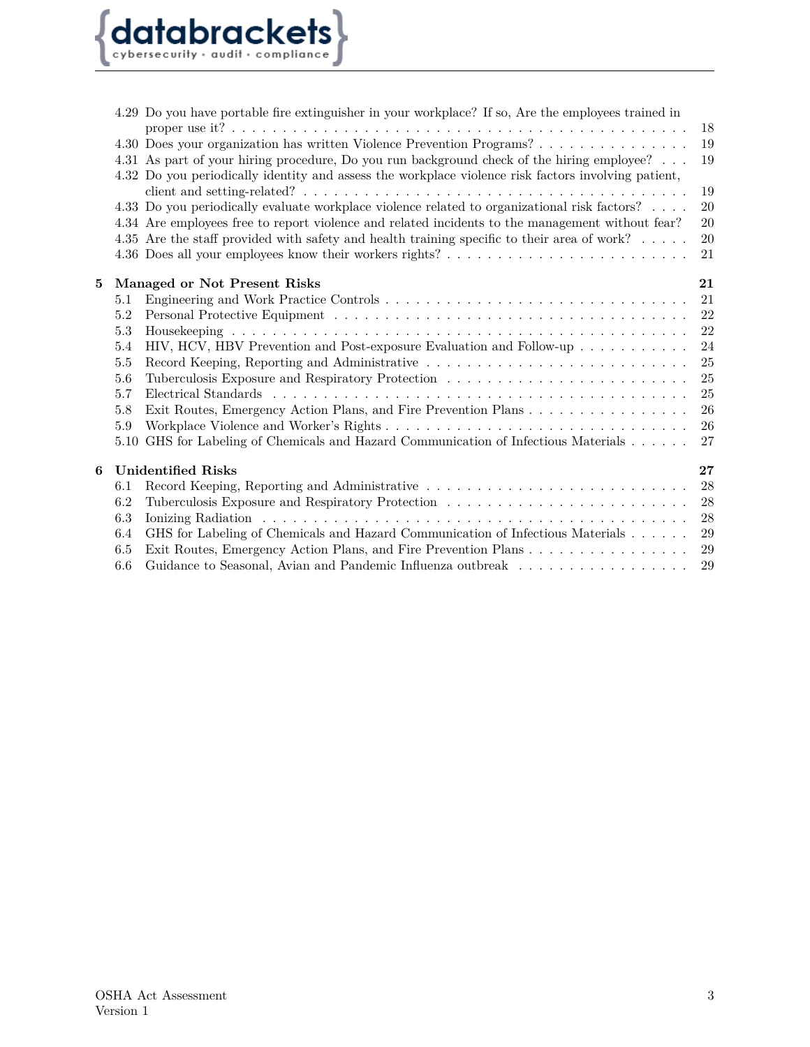4.29 Do you have portable fire extinguisher in your workplace? If so, Are the employees trained in proper use it? . . . 18
4.30 Does your organization has written Violence Prevention Programs? . . . 19
4.31 As part of your hiring procedure, Do you run background check of the hiring employee? . . . 19
4.32 Do you periodically identity and assess the workplace violence risk factors involving patient, client and setting-related? . . . 19
4.33 Do you periodically evaluate workplace violence related to organizational risk factors? . . . 20
4.34 Are employees free to report violence and related incidents to the management without fear? 20
4.35 Are the staff provided with safety and health training specific to their area of work? . . . 20
4.36 Does all your employees know their workers rights? . . . 21

**5 Managed or Not Present Risks** **21**

5.1 Engineering and Work Practice Controls . . . 21
5.2 Personal Protective Equipment . . . 22
5.3 Housekeeping . . . 22
5.4 HIV, HCV, HBV Prevention and Post-exposure Evaluation and Follow-up . . . 24
5.5 Record Keeping, Reporting and Administrative . . . 25
5.6 Tuberculosis Exposure and Respiratory Protection . . . 25
5.7 Electrical Standards . . . 25
5.8 Exit Routes, Emergency Action Plans, and Fire Prevention Plans . . . 26
5.9 Workplace Violence and Worker's Rights . . . 26
5.10 GHS for Labeling of Chemicals and Hazard Communication of Infectious Materials . . . 27

**6 Unidentified Risks** **27**

6.1 Record Keeping, Reporting and Administrative . . . 28
6.2 Tuberculosis Exposure and Respiratory Protection . . . 28
6.3 Ionizing Radiation . . . 28
6.4 GHS for Labeling of Chemicals and Hazard Communication of Infectious Materials . . . 29
6.5 Exit Routes, Emergency Action Plans, and Fire Prevention Plans . . . 29
6.6 Guidance to Seasonal, Avian and Pandemic Influenza outbreak . . . 29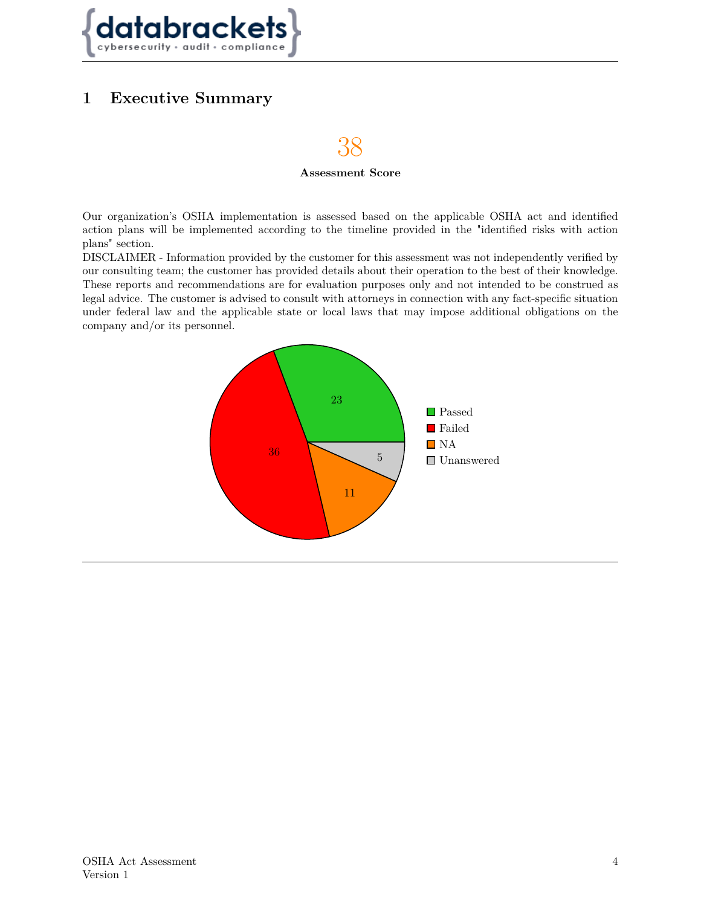# 1 Executive Summary

38

**Assessment Score**

Our organization's OSHA implementation is assessed based on the applicable OSHA act and identified action plans will be implemented according to the timeline provided in the "identified risks with action plans" section.
DISCLAIMER - Information provided by the customer for this assessment was not independently verified by our consulting team; the customer has provided details about their operation to the best of their knowledge. These reports and recommendations are for evaluation purposes only and not intended to be construed as legal advice. The customer is advised to consult with attorneys in connection with any fact-specific situation under federal law and the applicable state or local laws that may impose additional obligations on the company and/or its personnel.

| Status | Count |
| --- | --- |
| Passed | 23 |
| Failed | 36 |
| NA | 11 |
| Unanswered | 5 |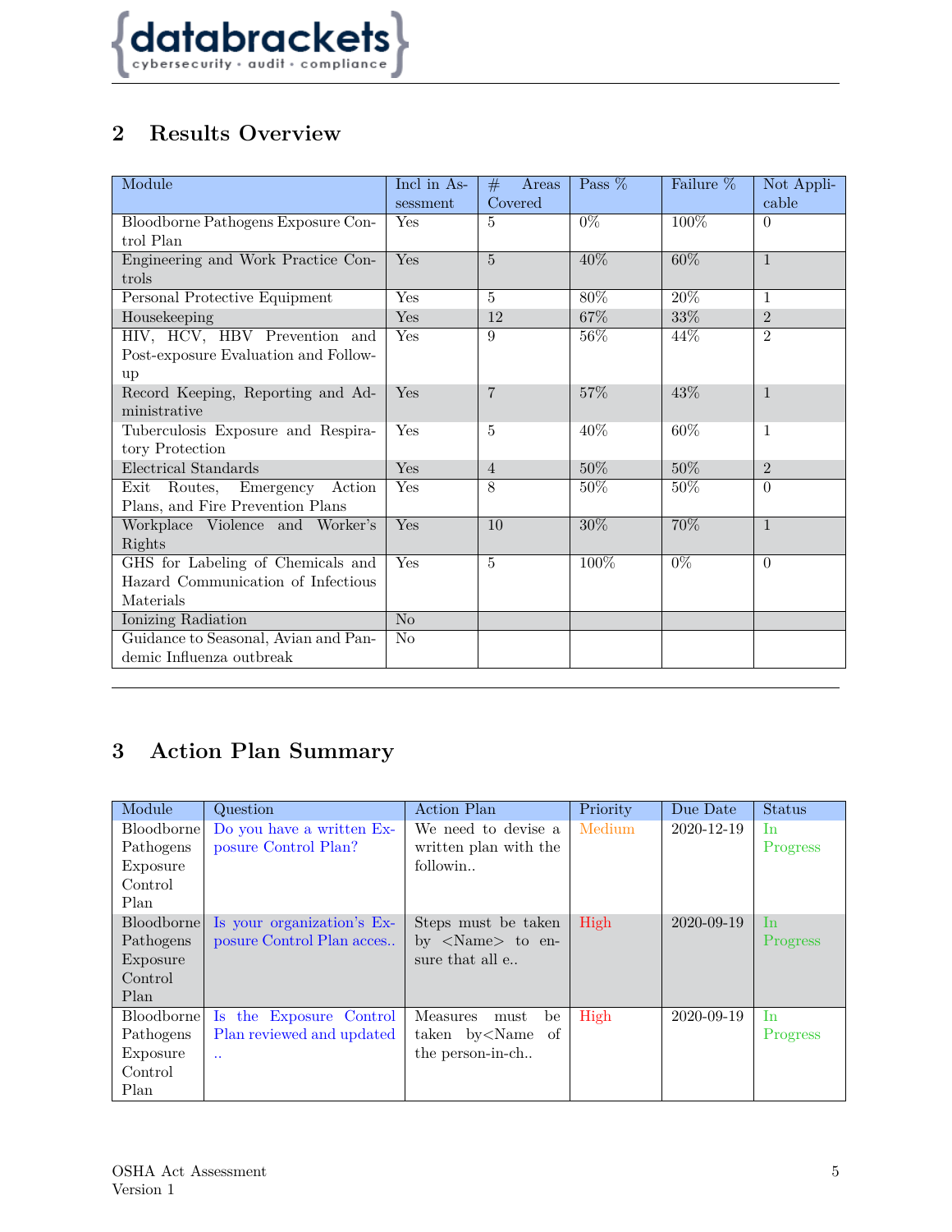## 2 Results Overview

| Module | Incl in Assessment | # Areas Covered | Pass % | Failure % | Not Applicable |
|---|---|---|---|---|---|
| Bloodborne Pathogens Exposure Control Plan | Yes | 5 | 0% | 100% | 0 |
| Engineering and Work Practice Controls | Yes | 5 | 40% | 60% | 1 |
| Personal Protective Equipment | Yes | 5 | 80% | 20% | 1 |
| Housekeeping | Yes | 12 | 67% | 33% | 2 |
| HIV, HCV, HBV Prevention and Post-exposure Evaluation and Follow-up | Yes | 9 | 56% | 44% | 2 |
| Record Keeping, Reporting and Administrative | Yes | 7 | 57% | 43% | 1 |
| Tuberculosis Exposure and Respiratory Protection | Yes | 5 | 40% | 60% | 1 |
| Electrical Standards | Yes | 4 | 50% | 50% | 2 |
| Exit Routes, Emergency Action Plans, and Fire Prevention Plans | Yes | 8 | 50% | 50% | 0 |
| Workplace Violence and Worker's Rights | Yes | 10 | 30% | 70% | 1 |
| GHS for Labeling of Chemicals and Hazard Communication of Infectious Materials | Yes | 5 | 100% | 0% | 0 |
| Ionizing Radiation | No | | | | |
| Guidance to Seasonal, Avian and Pandemic Influenza outbreak | No | | | | |

## 3 Action Plan Summary

| Module | Question | Action Plan | Priority | Due Date | Status |
|---|---|---|---|---|---|
| Bloodborne Pathogens Exposure Control Plan | Do you have a written Exposure Control Plan? | We need to devise a written plan with the followin.. | Medium | 2020-12-19 | In Progress |
| Bloodborne Pathogens Exposure Control Plan | Is your organization's Exposure Control Plan acces.. | Steps must be taken by <Name> to ensure that all e.. | High | 2020-09-19 | In Progress |
| Bloodborne Pathogens Exposure Control Plan | Is the Exposure Control Plan reviewed and updated .. | Measures must be taken by<Name of the person-in-ch.. | High | 2020-09-19 | In Progress |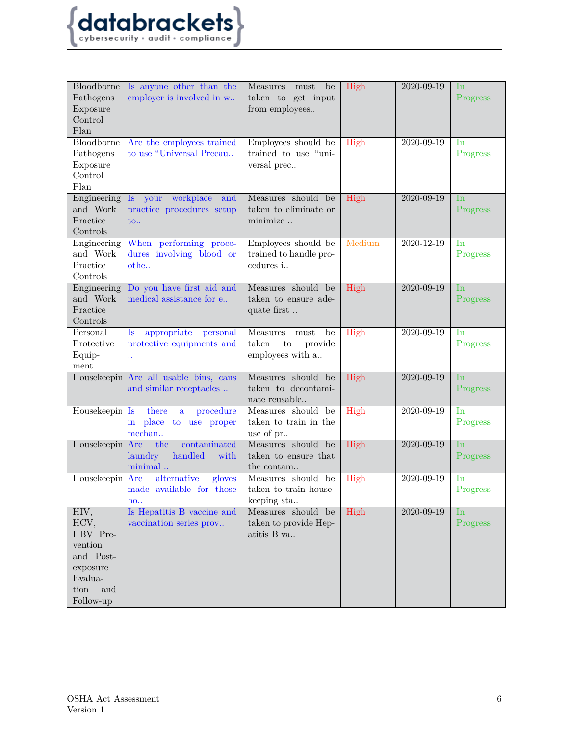| Bloodborne Pathogens Exposure Control Plan | Is anyone other than the employer is involved in w.. | Measures must be taken to get input from employees.. | High | 2020-09-19 | In Progress |
|---|---|---|---|---|---|
| Bloodborne Pathogens Exposure Control Plan | Are the employees trained to use “Universal Precau.. | Employees should be trained to use “universal prec.. | High | 2020-09-19 | In Progress |
| Engineering and Work Practice Controls | Is your workplace and practice procedures setup to.. | Measures should be taken to eliminate or minimize .. | High | 2020-09-19 | In Progress |
| Engineering and Work Practice Controls | When performing procedures involving blood or othe.. | Employees should be trained to handle procedures i.. | Medium | 2020-12-19 | In Progress |
| Engineering and Work Practice Controls | Do you have first aid and medical assistance for e.. | Measures should be taken to ensure adequate first .. | High | 2020-09-19 | In Progress |
| Personal Protective Equipment | Is appropriate personal protective equipments and .. | Measures must be taken to provide employees with a.. | High | 2020-09-19 | In Progress |
| Housekeepin | Are all usable bins, cans and similar receptacles .. | Measures should be taken to decontaminate reusable.. | High | 2020-09-19 | In Progress |
| Housekeepin | Is there a procedure in place to use proper mechan.. | Measures should be taken to train in the use of pr.. | High | 2020-09-19 | In Progress |
| Housekeepin | Are the contaminated laundry handled with minimal .. | Measures should be taken to ensure that the contam.. | High | 2020-09-19 | In Progress |
| Housekeepin | Are alternative gloves made available for those ho.. | Measures should be taken to train housekeeping sta.. | High | 2020-09-19 | In Progress |
| HIV, HCV, HBV Prevention and Post-exposure Evaluation and Follow-up | Is Hepatitis B vaccine and vaccination series prov.. | Measures should be taken to provide Hepatitis B va.. | High | 2020-09-19 | In Progress |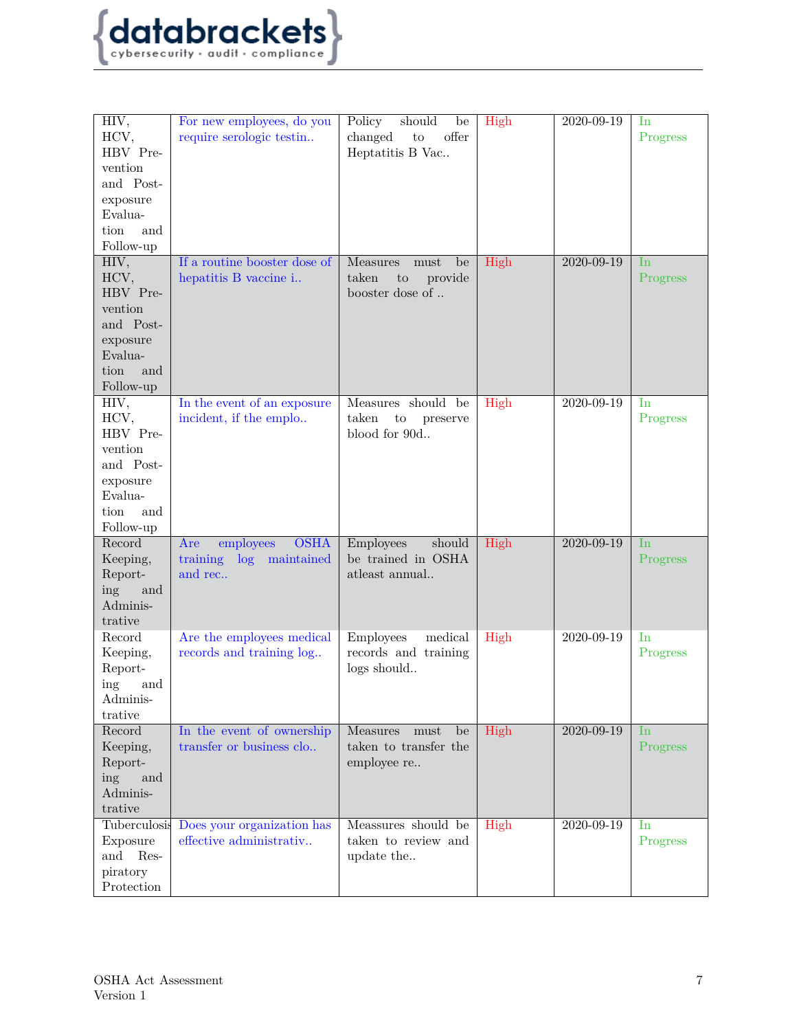| HIV, HCV, HBV Prevention and Post-exposure Evaluation and Follow-up | For new employees, do you require serologic testin.. | Policy should be changed to offer Heptatitis B Vac.. | High | 2020-09-19 | In Progress |
|---|---|---|---|---|---|
| HIV, HCV, HBV Prevention and Post-exposure Evaluation and Follow-up | If a routine booster dose of hepatitis B vaccine i.. | Measures must be taken to provide booster dose of .. | High | 2020-09-19 | In Progress |
| HIV, HCV, HBV Prevention and Post-exposure Evaluation and Follow-up | In the event of an exposure incident, if the emplo.. | Measures should be taken to preserve blood for 90d.. | High | 2020-09-19 | In Progress |
| Record Keeping, Reporting and Administrative | Are employees OSHA training log maintained and rec.. | Employees should be trained in OSHA atleast annual.. | High | 2020-09-19 | In Progress |
| Record Keeping, Reporting and Administrative | Are the employees medical records and training log.. | Employees medical records and training logs should.. | High | 2020-09-19 | In Progress |
| Record Keeping, Reporting and Administrative | In the event of ownership transfer or business clo.. | Measures must be taken to transfer the employee re.. | High | 2020-09-19 | In Progress |
| Tuberculosis Exposure and Respiratory Protection | Does your organization has effective administrativ.. | Meassures should be taken to review and update the.. | High | 2020-09-19 | In Progress |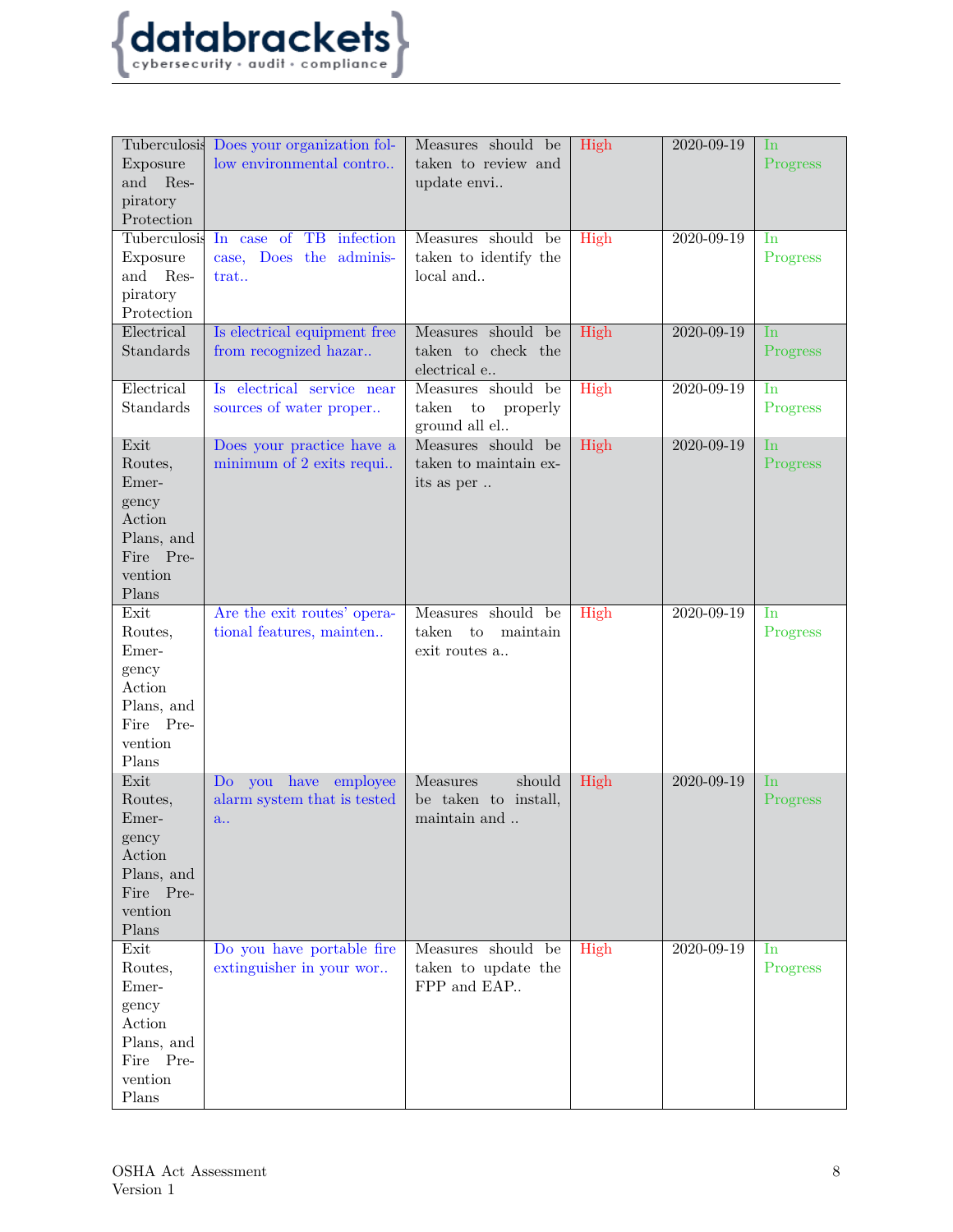| Tuberculosis Exposure and Respiratory Protection | Does your organization follow environmental contro.. | Measures should be taken to review and update envi.. | High | 2020-09-19 | In Progress |
|---|---|---|---|---|---|
| Tuberculosis Exposure and Respiratory Protection | In case of TB infection case, Does the administrat.. | Measures should be taken to identify the local and.. | High | 2020-09-19 | In Progress |
| Electrical Standards | Is electrical equipment free from recognized hazar.. | Measures should be taken to check the electrical e.. | High | 2020-09-19 | In Progress |
| Electrical Standards | Is electrical service near sources of water proper.. | Measures should be taken to properly ground all el.. | High | 2020-09-19 | In Progress |
| Exit Routes, Emergency Action Plans, and Fire Prevention Plans | Does your practice have a minimum of 2 exits requi.. | Measures should be taken to maintain exits as per .. | High | 2020-09-19 | In Progress |
| Exit Routes, Emergency Action Plans, and Fire Prevention Plans | Are the exit routes' operational features, mainten.. | Measures should be taken to maintain exit routes a.. | High | 2020-09-19 | In Progress |
| Exit Routes, Emergency Action Plans, and Fire Prevention Plans | Do you have employee alarm system that is tested a.. | Measures should be taken to install, maintain and .. | High | 2020-09-19 | In Progress |
| Exit Routes, Emergency Action Plans, and Fire Prevention Plans | Do you have portable fire extinguisher in your wor.. | Measures should be taken to update the FPP and EAP.. | High | 2020-09-19 | In Progress |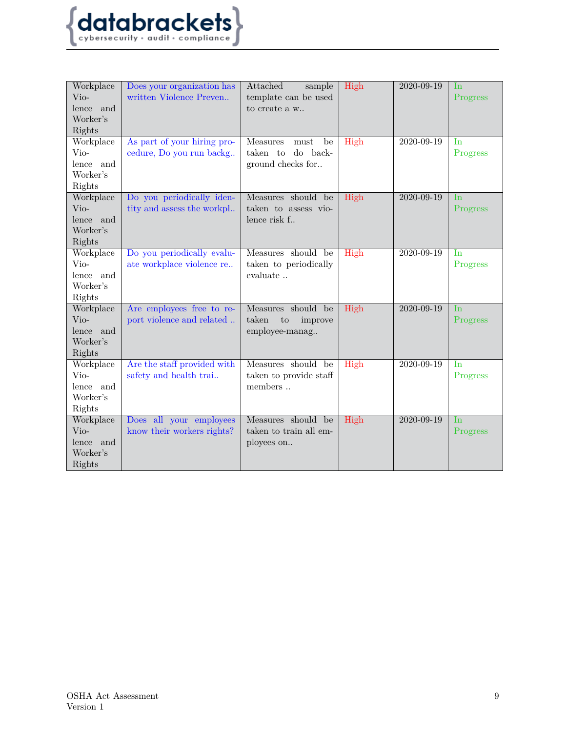| Workplace Violence and Worker's Rights | Does your organization has written Violence Preven.. | Attached sample template can be used to create a w.. | High | 2020-09-19 | In Progress |
|---|---|---|---|---|---|
| Workplace Violence and Worker's Rights | As part of your hiring procedure, Do you run backg.. | Measures must be taken to do background checks for.. | High | 2020-09-19 | In Progress |
| Workplace Violence and Worker's Rights | Do you periodically identity and assess the workpl.. | Measures should be taken to assess violence risk f.. | High | 2020-09-19 | In Progress |
| Workplace Violence and Worker's Rights | Do you periodically evaluate workplace violence re.. | Measures should be taken to periodically evaluate .. | High | 2020-09-19 | In Progress |
| Workplace Violence and Worker's Rights | Are employees free to report violence and related .. | Measures should be taken to improve employee-manag.. | High | 2020-09-19 | In Progress |
| Workplace Violence and Worker's Rights | Are the staff provided with safety and health trai.. | Measures should be taken to provide staff members .. | High | 2020-09-19 | In Progress |
| Workplace Violence and Worker's Rights | Does all your employees know their workers rights? | Measures should be taken to train all employees on.. | High | 2020-09-19 | In Progress |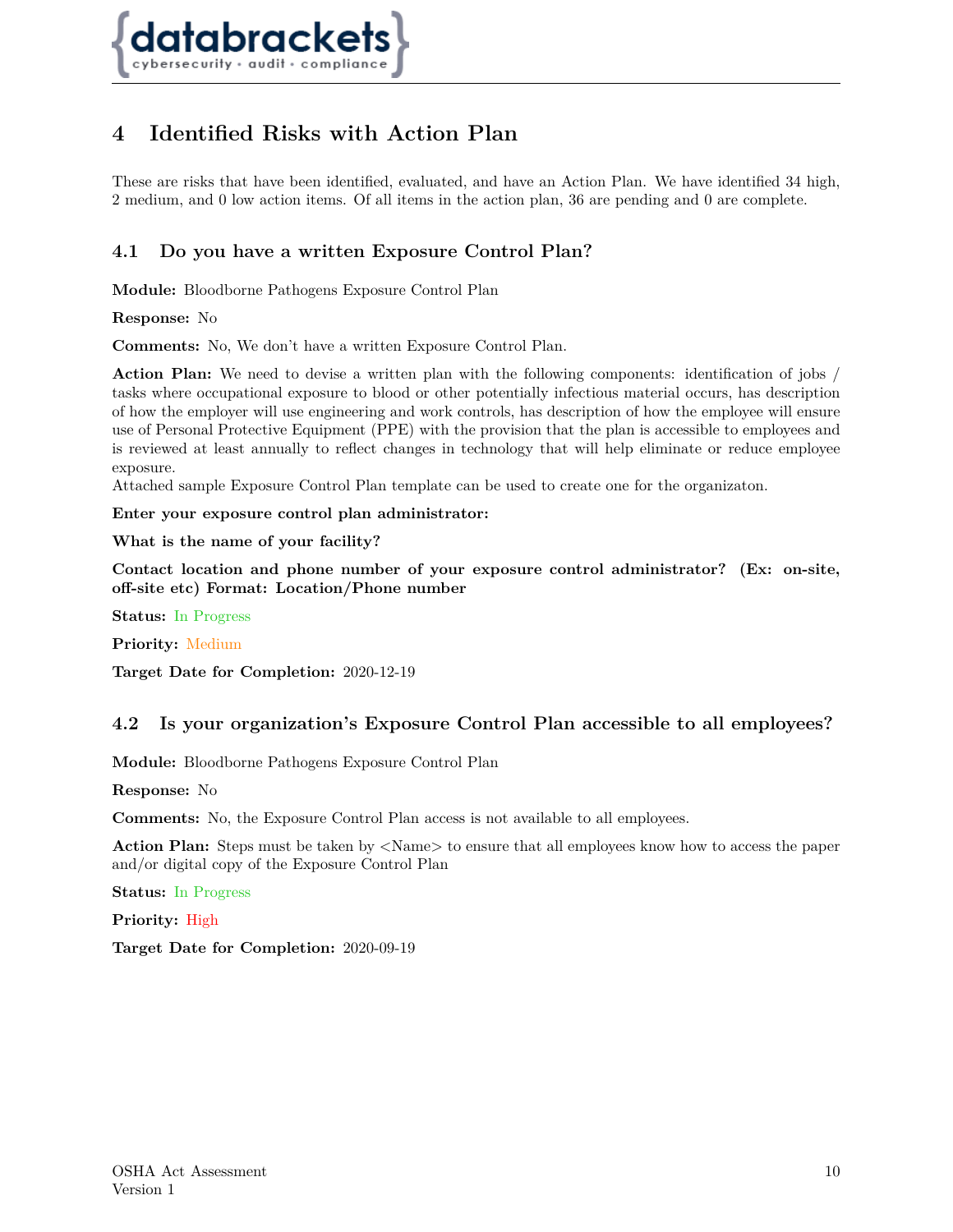# 4 Identified Risks with Action Plan

These are risks that have been identified, evaluated, and have an Action Plan. We have identified 34 high, 2 medium, and 0 low action items. Of all items in the action plan, 36 are pending and 0 are complete.

## 4.1 Do you have a written Exposure Control Plan?

**Module:** Bloodborne Pathogens Exposure Control Plan

**Response:** No

**Comments:** No, We don't have a written Exposure Control Plan.

**Action Plan:** We need to devise a written plan with the following components: identification of jobs / tasks where occupational exposure to blood or other potentially infectious material occurs, has description of how the employer will use engineering and work controls, has description of how the employee will ensure use of Personal Protective Equipment (PPE) with the provision that the plan is accessible to employees and is reviewed at least annually to reflect changes in technology that will help eliminate or reduce employee exposure.
Attached sample Exposure Control Plan template can be used to create one for the organizaton.

**Enter your exposure control plan administrator:**

**What is the name of your facility?**

**Contact location and phone number of your exposure control administrator? (Ex: on-site, off-site etc) Format: Location/Phone number**

**Status:** In Progress

**Priority:** Medium

**Target Date for Completion:** 2020-12-19

## 4.2 Is your organization's Exposure Control Plan accessible to all employees?

**Module:** Bloodborne Pathogens Exposure Control Plan

**Response:** No

**Comments:** No, the Exposure Control Plan access is not available to all employees.

**Action Plan:** Steps must be taken by <Name> to ensure that all employees know how to access the paper and/or digital copy of the Exposure Control Plan

**Status:** In Progress

**Priority:** High

**Target Date for Completion:** 2020-09-19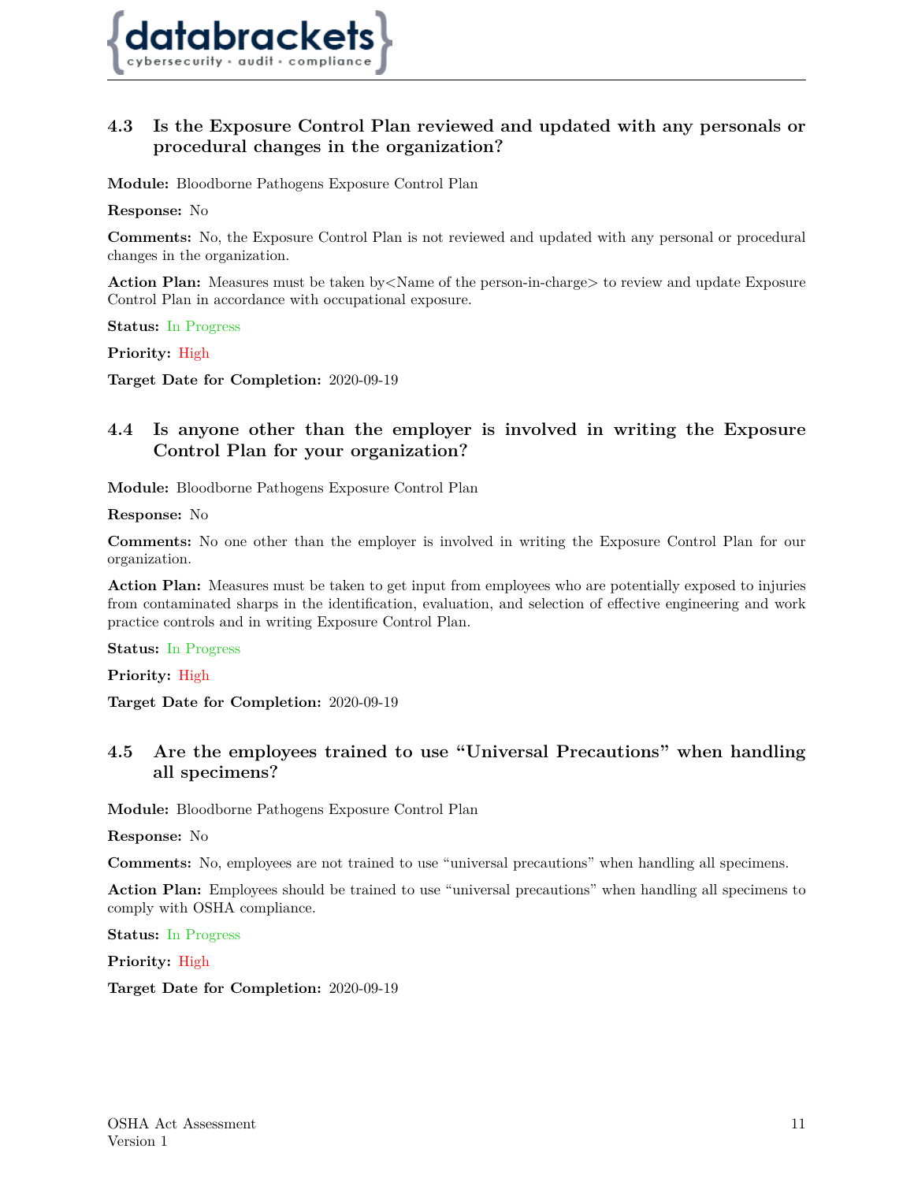## 4.3 Is the Exposure Control Plan reviewed and updated with any personals or procedural changes in the organization?

**Module:** Bloodborne Pathogens Exposure Control Plan

**Response:** No

**Comments:** No, the Exposure Control Plan is not reviewed and updated with any personal or procedural changes in the organization.

**Action Plan:** Measures must be taken by<Name of the person-in-charge> to review and update Exposure Control Plan in accordance with occupational exposure.

**Status:** In Progress

**Priority:** High

**Target Date for Completion:** 2020-09-19

## 4.4 Is anyone other than the employer is involved in writing the Exposure Control Plan for your organization?

**Module:** Bloodborne Pathogens Exposure Control Plan

**Response:** No

**Comments:** No one other than the employer is involved in writing the Exposure Control Plan for our organization.

**Action Plan:** Measures must be taken to get input from employees who are potentially exposed to injuries from contaminated sharps in the identification, evaluation, and selection of effective engineering and work practice controls and in writing Exposure Control Plan.

**Status:** In Progress

**Priority:** High

**Target Date for Completion:** 2020-09-19

## 4.5 Are the employees trained to use "Universal Precautions" when handling all specimens?

**Module:** Bloodborne Pathogens Exposure Control Plan

**Response:** No

**Comments:** No, employees are not trained to use "universal precautions" when handling all specimens.

**Action Plan:** Employees should be trained to use "universal precautions" when handling all specimens to comply with OSHA compliance.

**Status:** In Progress

**Priority:** High

**Target Date for Completion:** 2020-09-19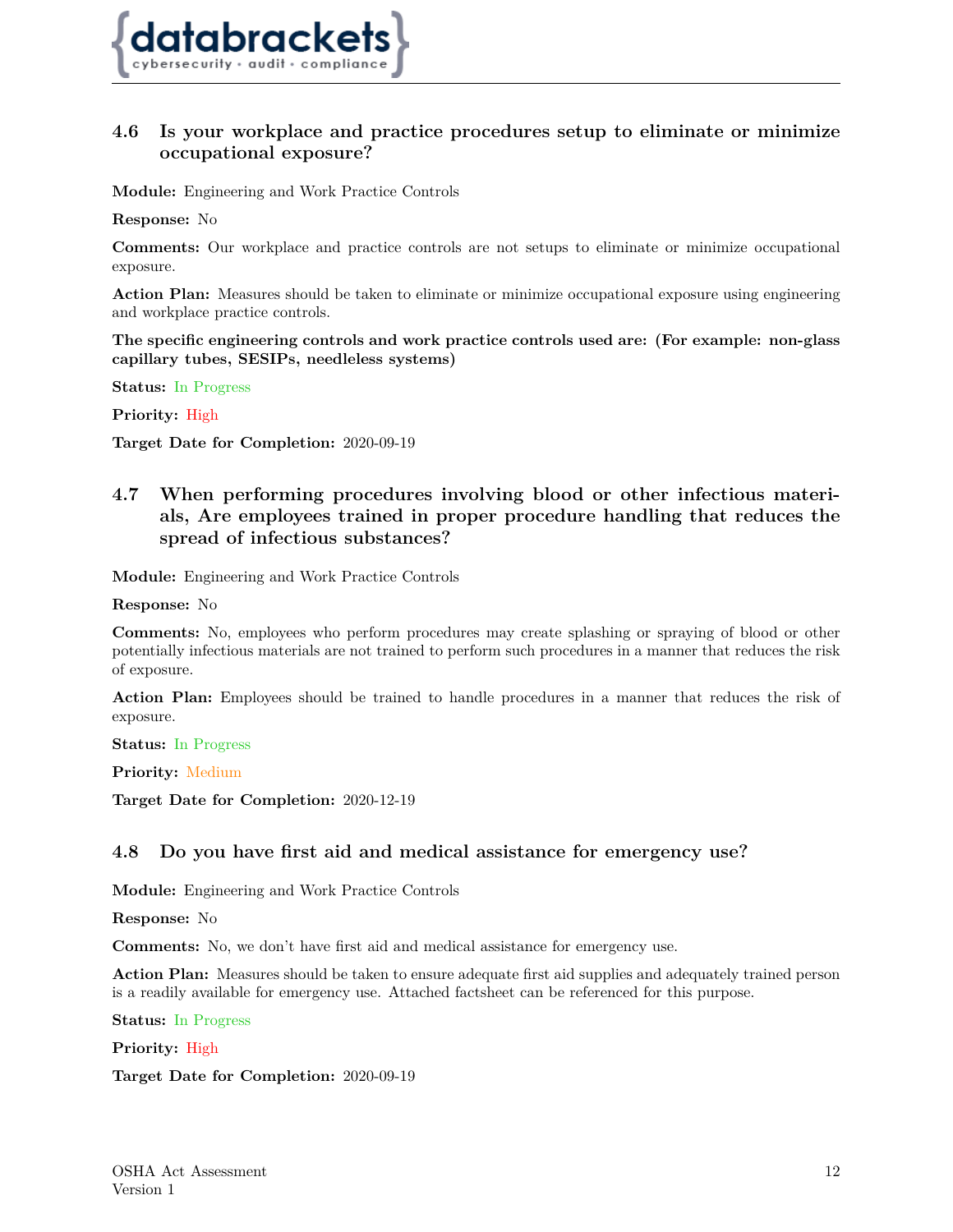## 4.6 Is your workplace and practice procedures setup to eliminate or minimize occupational exposure?

**Module:** Engineering and Work Practice Controls

**Response:** No

**Comments:** Our workplace and practice controls are not setups to eliminate or minimize occupational exposure.

**Action Plan:** Measures should be taken to eliminate or minimize occupational exposure using engineering and workplace practice controls.

**The specific engineering controls and work practice controls used are: (For example: non-glass capillary tubes, SESIPs, needleless systems)**

**Status:** In Progress

**Priority:** High

**Target Date for Completion:** 2020-09-19

## 4.7 When performing procedures involving blood or other infectious materials, Are employees trained in proper procedure handling that reduces the spread of infectious substances?

**Module:** Engineering and Work Practice Controls

**Response:** No

**Comments:** No, employees who perform procedures may create splashing or spraying of blood or other potentially infectious materials are not trained to perform such procedures in a manner that reduces the risk of exposure.

**Action Plan:** Employees should be trained to handle procedures in a manner that reduces the risk of exposure.

**Status:** In Progress

**Priority:** Medium

**Target Date for Completion:** 2020-12-19

## 4.8 Do you have first aid and medical assistance for emergency use?

**Module:** Engineering and Work Practice Controls

**Response:** No

**Comments:** No, we don't have first aid and medical assistance for emergency use.

**Action Plan:** Measures should be taken to ensure adequate first aid supplies and adequately trained person is a readily available for emergency use. Attached factsheet can be referenced for this purpose.

**Status:** In Progress

**Priority:** High

**Target Date for Completion:** 2020-09-19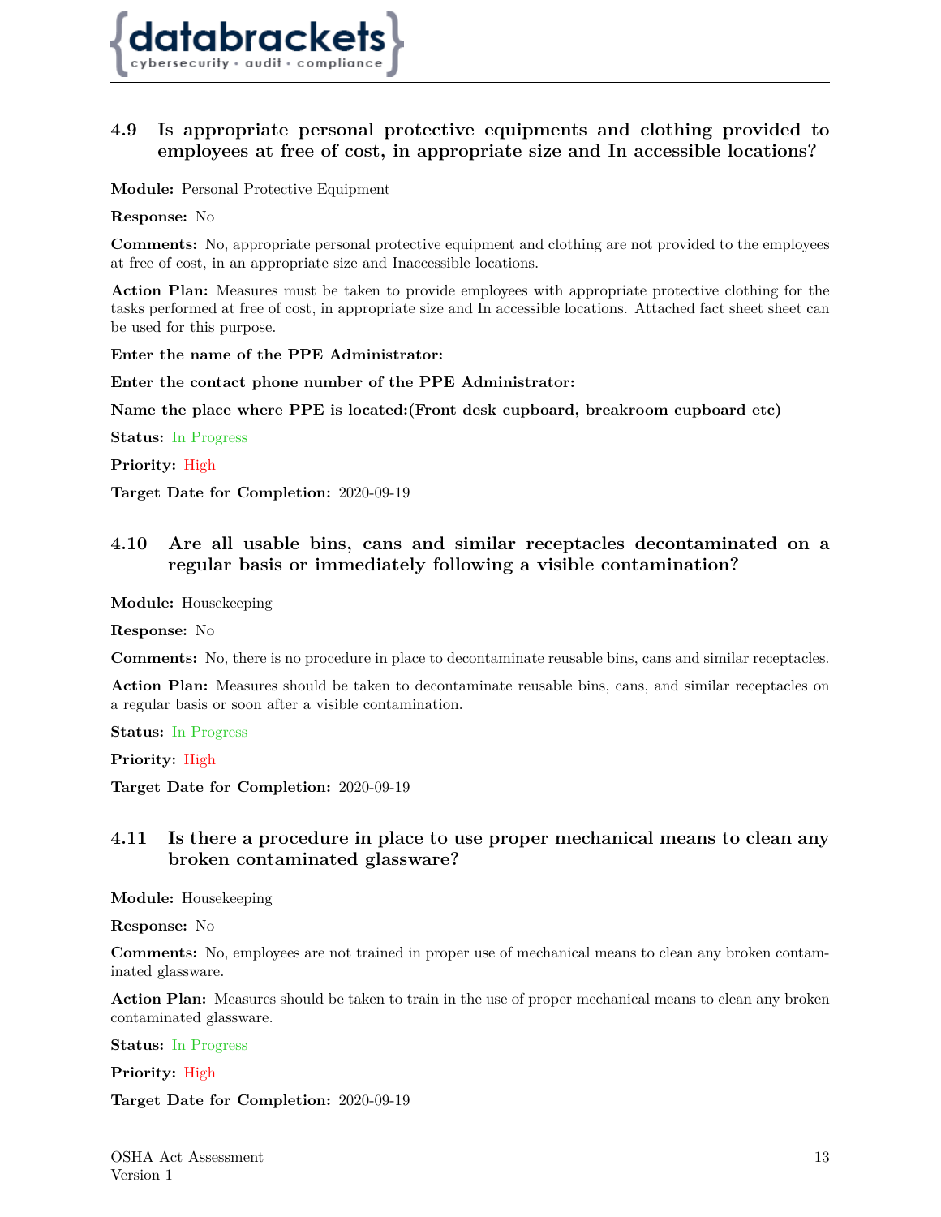### 4.9 Is appropriate personal protective equipments and clothing provided to employees at free of cost, in appropriate size and In accessible locations?

**Module:** Personal Protective Equipment

**Response:** No

**Comments:** No, appropriate personal protective equipment and clothing are not provided to the employees at free of cost, in an appropriate size and Inaccessible locations.

**Action Plan:** Measures must be taken to provide employees with appropriate protective clothing for the tasks performed at free of cost, in appropriate size and In accessible locations. Attached fact sheet sheet can be used for this purpose.

**Enter the name of the PPE Administrator:**

**Enter the contact phone number of the PPE Administrator:**

**Name the place where PPE is located:(Front desk cupboard, breakroom cupboard etc)**

**Status:** In Progress

**Priority:** High

**Target Date for Completion:** 2020-09-19

### 4.10 Are all usable bins, cans and similar receptacles decontaminated on a regular basis or immediately following a visible contamination?

**Module:** Housekeeping

**Response:** No

**Comments:** No, there is no procedure in place to decontaminate reusable bins, cans and similar receptacles.

**Action Plan:** Measures should be taken to decontaminate reusable bins, cans, and similar receptacles on a regular basis or soon after a visible contamination.

**Status:** In Progress

**Priority:** High

**Target Date for Completion:** 2020-09-19

### 4.11 Is there a procedure in place to use proper mechanical means to clean any broken contaminated glassware?

**Module:** Housekeeping

**Response:** No

**Comments:** No, employees are not trained in proper use of mechanical means to clean any broken contaminated glassware.

**Action Plan:** Measures should be taken to train in the use of proper mechanical means to clean any broken contaminated glassware.

**Status:** In Progress

**Priority:** High

**Target Date for Completion:** 2020-09-19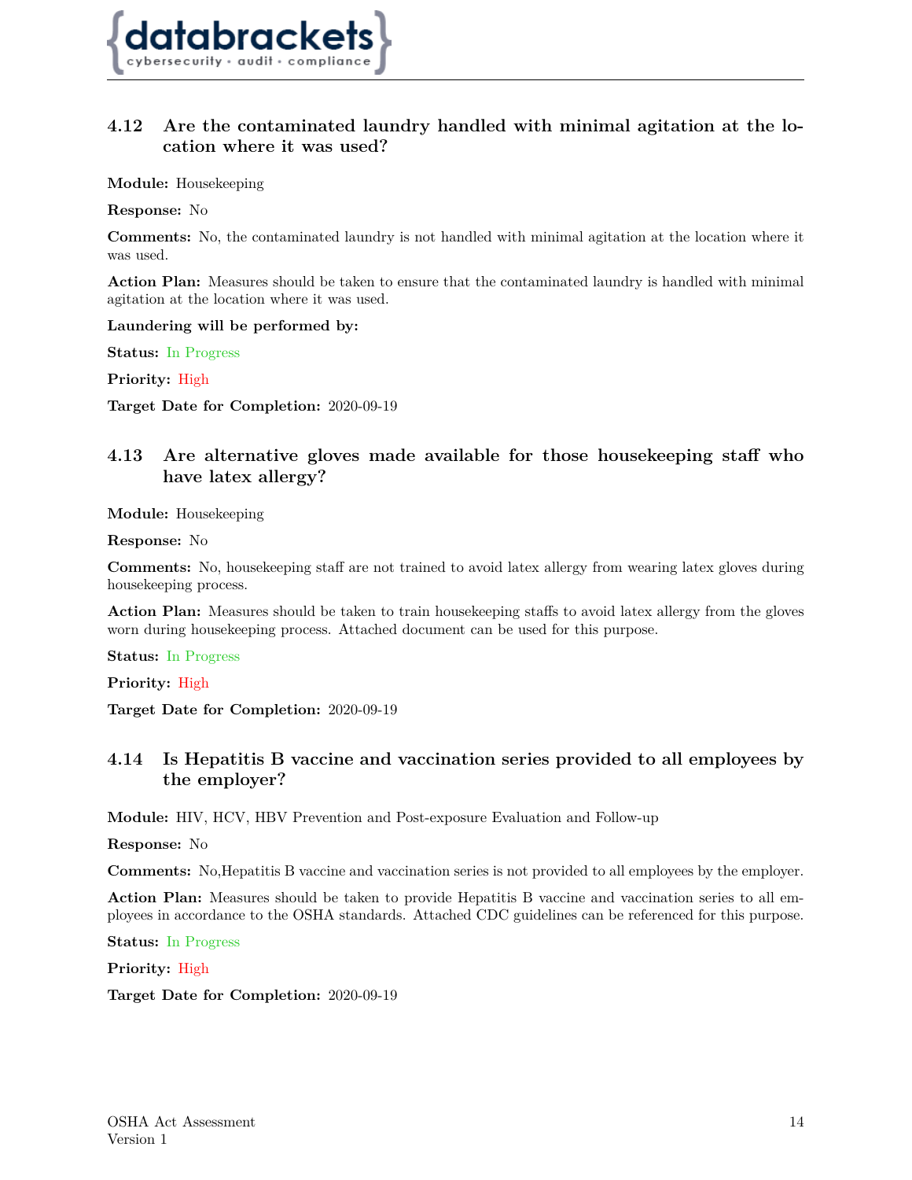### 4.12 Are the contaminated laundry handled with minimal agitation at the location where it was used?

**Module:** Housekeeping

**Response:** No

**Comments:** No, the contaminated laundry is not handled with minimal agitation at the location where it was used.

**Action Plan:** Measures should be taken to ensure that the contaminated laundry is handled with minimal agitation at the location where it was used.

**Laundering will be performed by:**

**Status:** In Progress

**Priority:** High

**Target Date for Completion:** 2020-09-19

### 4.13 Are alternative gloves made available for those housekeeping staff who have latex allergy?

**Module:** Housekeeping

**Response:** No

**Comments:** No, housekeeping staff are not trained to avoid latex allergy from wearing latex gloves during housekeeping process.

**Action Plan:** Measures should be taken to train housekeeping staffs to avoid latex allergy from the gloves worn during housekeeping process. Attached document can be used for this purpose.

**Status:** In Progress

**Priority:** High

**Target Date for Completion:** 2020-09-19

### 4.14 Is Hepatitis B vaccine and vaccination series provided to all employees by the employer?

**Module:** HIV, HCV, HBV Prevention and Post-exposure Evaluation and Follow-up

**Response:** No

**Comments:** No,Hepatitis B vaccine and vaccination series is not provided to all employees by the employer.

**Action Plan:** Measures should be taken to provide Hepatitis B vaccine and vaccination series to all employees in accordance to the OSHA standards. Attached CDC guidelines can be referenced for this purpose.

**Status:** In Progress

**Priority:** High

**Target Date for Completion:** 2020-09-19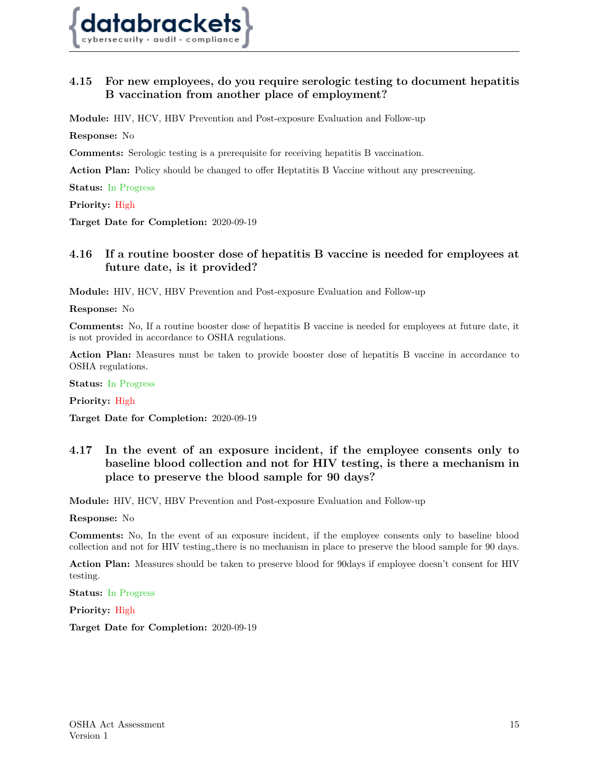### 4.15 For new employees, do you require serologic testing to document hepatitis B vaccination from another place of employment?

**Module:** HIV, HCV, HBV Prevention and Post-exposure Evaluation and Follow-up

**Response:** No

**Comments:** Serologic testing is a prerequisite for receiving hepatitis B vaccination.

**Action Plan:** Policy should be changed to offer Heptatitis B Vaccine without any prescreening.

**Status:** In Progress

**Priority:** High

**Target Date for Completion:** 2020-09-19

### 4.16 If a routine booster dose of hepatitis B vaccine is needed for employees at future date, is it provided?

**Module:** HIV, HCV, HBV Prevention and Post-exposure Evaluation and Follow-up

**Response:** No

**Comments:** No, If a routine booster dose of hepatitis B vaccine is needed for employees at future date, it is not provided in accordance to OSHA regulations.

**Action Plan:** Measures must be taken to provide booster dose of hepatitis B vaccine in accordance to OSHA regulations.

**Status:** In Progress

**Priority:** High

**Target Date for Completion:** 2020-09-19

### 4.17 In the event of an exposure incident, if the employee consents only to baseline blood collection and not for HIV testing, is there a mechanism in place to preserve the blood sample for 90 days?

**Module:** HIV, HCV, HBV Prevention and Post-exposure Evaluation and Follow-up

**Response:** No

**Comments:** No, In the event of an exposure incident, if the employee consents only to baseline blood collection and not for HIV testing,,there is no mechanism in place to preserve the blood sample for 90 days.

**Action Plan:** Measures should be taken to preserve blood for 90days if employee doesn't consent for HIV testing.

**Status:** In Progress

**Priority:** High

**Target Date for Completion:** 2020-09-19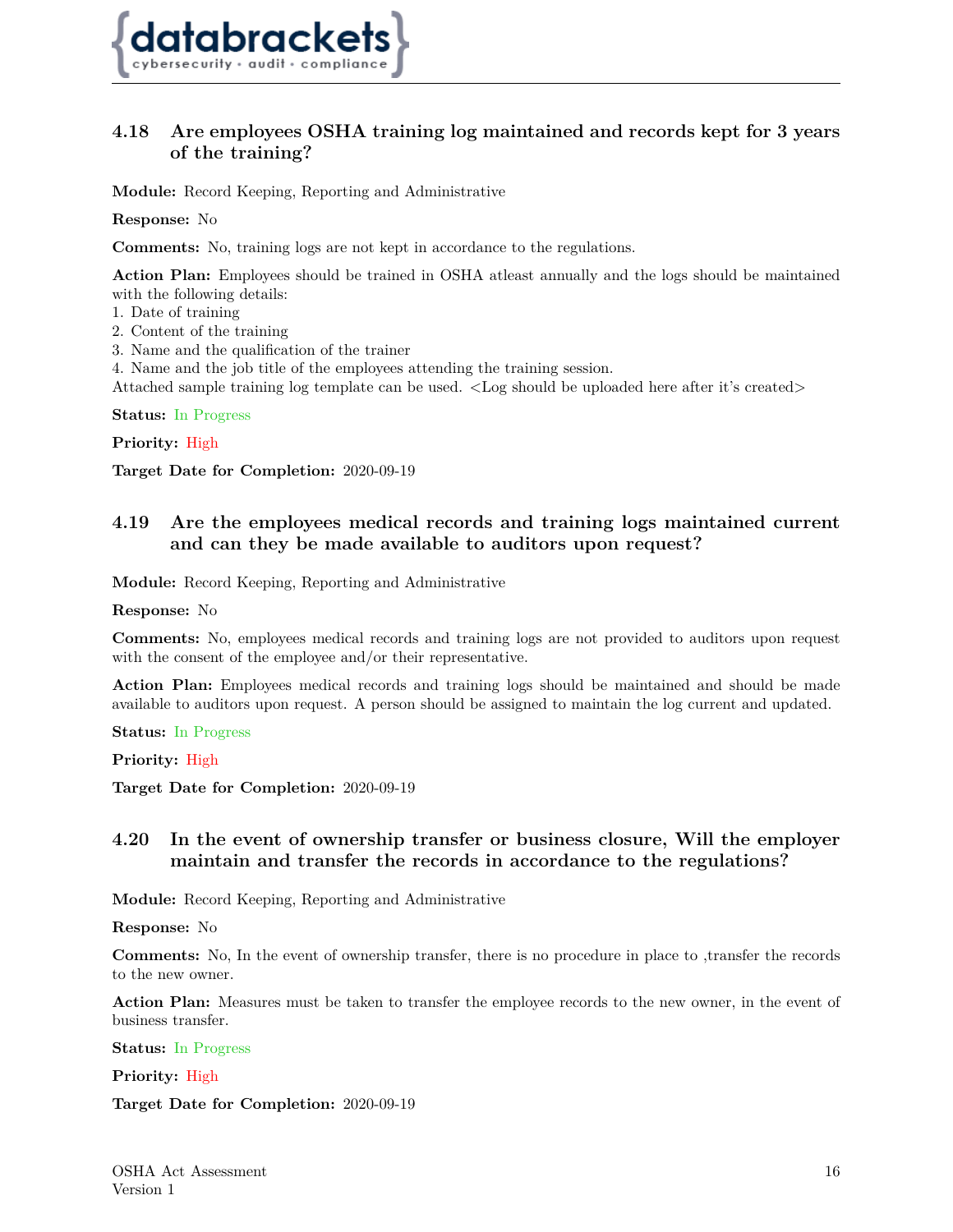## 4.18 Are employees OSHA training log maintained and records kept for 3 years of the training?

**Module:** Record Keeping, Reporting and Administrative

**Response:** No

**Comments:** No, training logs are not kept in accordance to the regulations.

**Action Plan:** Employees should be trained in OSHA atleast annually and the logs should be maintained with the following details:
1. Date of training
2. Content of the training
3. Name and the qualification of the trainer
4. Name and the job title of the employees attending the training session.

Attached sample training log template can be used. <Log should be uploaded here after it's created>

**Status:** In Progress

**Priority:** High

**Target Date for Completion:** 2020-09-19

## 4.19 Are the employees medical records and training logs maintained current and can they be made available to auditors upon request?

**Module:** Record Keeping, Reporting and Administrative

**Response:** No

**Comments:** No, employees medical records and training logs are not provided to auditors upon request with the consent of the employee and/or their representative.

**Action Plan:** Employees medical records and training logs should be maintained and should be made available to auditors upon request. A person should be assigned to maintain the log current and updated.

**Status:** In Progress

**Priority:** High

**Target Date for Completion:** 2020-09-19

## 4.20 In the event of ownership transfer or business closure, Will the employer maintain and transfer the records in accordance to the regulations?

**Module:** Record Keeping, Reporting and Administrative

**Response:** No

**Comments:** No, In the event of ownership transfer, there is no procedure in place to ,transfer the records to the new owner.

**Action Plan:** Measures must be taken to transfer the employee records to the new owner, in the event of business transfer.

**Status:** In Progress

**Priority:** High

**Target Date for Completion:** 2020-09-19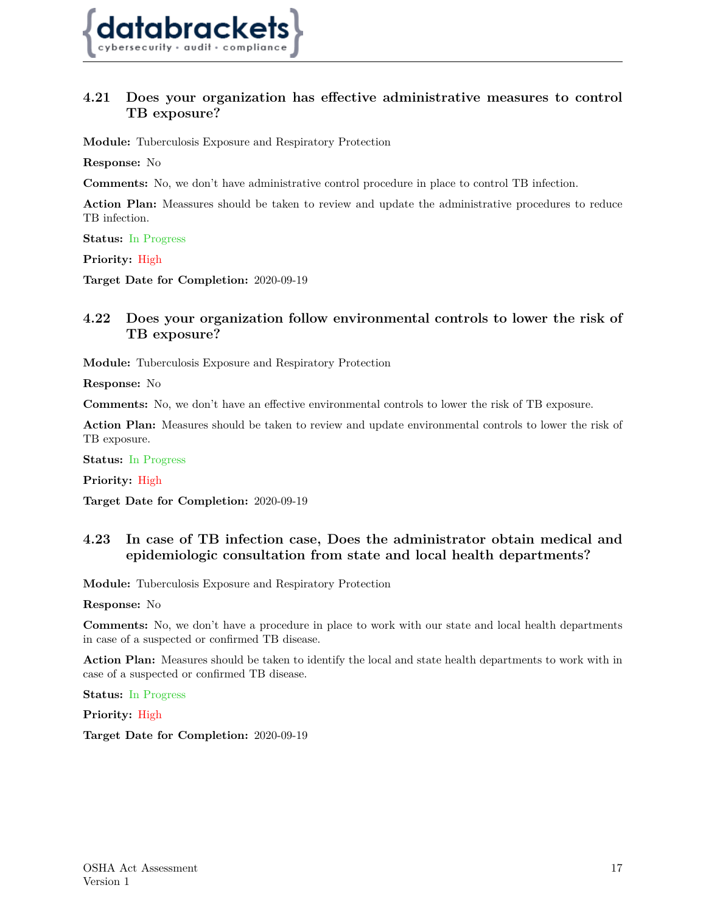## 4.21 Does your organization has effective administrative measures to control TB exposure?

**Module:** Tuberculosis Exposure and Respiratory Protection

**Response:** No

**Comments:** No, we don't have administrative control procedure in place to control TB infection.

**Action Plan:** Meassures should be taken to review and update the administrative procedures to reduce TB infection.

**Status:** In Progress

**Priority:** High

**Target Date for Completion:** 2020-09-19

## 4.22 Does your organization follow environmental controls to lower the risk of TB exposure?

**Module:** Tuberculosis Exposure and Respiratory Protection

**Response:** No

**Comments:** No, we don't have an effective environmental controls to lower the risk of TB exposure.

**Action Plan:** Measures should be taken to review and update environmental controls to lower the risk of TB exposure.

**Status:** In Progress

**Priority:** High

**Target Date for Completion:** 2020-09-19

## 4.23 In case of TB infection case, Does the administrator obtain medical and epidemiologic consultation from state and local health departments?

**Module:** Tuberculosis Exposure and Respiratory Protection

**Response:** No

**Comments:** No, we don't have a procedure in place to work with our state and local health departments in case of a suspected or confirmed TB disease.

**Action Plan:** Measures should be taken to identify the local and state health departments to work with in case of a suspected or confirmed TB disease.

**Status:** In Progress

**Priority:** High

**Target Date for Completion:** 2020-09-19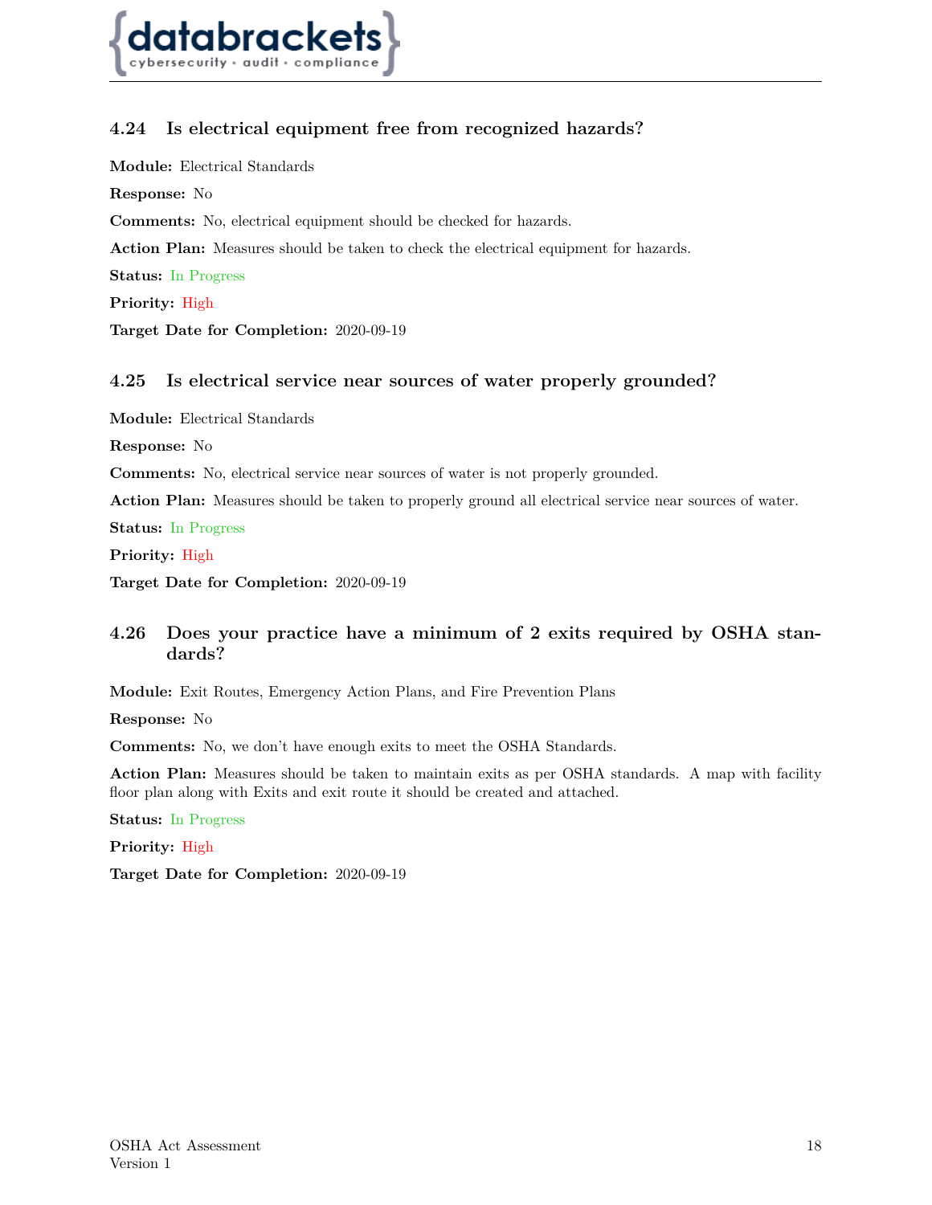### 4.24 Is electrical equipment free from recognized hazards?

**Module:** Electrical Standards

**Response:** No

**Comments:** No, electrical equipment should be checked for hazards.

**Action Plan:** Measures should be taken to check the electrical equipment for hazards.

**Status:** In Progress

**Priority:** High

**Target Date for Completion:** 2020-09-19

### 4.25 Is electrical service near sources of water properly grounded?

**Module:** Electrical Standards

**Response:** No

**Comments:** No, electrical service near sources of water is not properly grounded.

**Action Plan:** Measures should be taken to properly ground all electrical service near sources of water.

**Status:** In Progress

**Priority:** High

**Target Date for Completion:** 2020-09-19

### 4.26 Does your practice have a minimum of 2 exits required by OSHA standards?

**Module:** Exit Routes, Emergency Action Plans, and Fire Prevention Plans

**Response:** No

**Comments:** No, we don't have enough exits to meet the OSHA Standards.

**Action Plan:** Measures should be taken to maintain exits as per OSHA standards. A map with facility floor plan along with Exits and exit route it should be created and attached.

**Status:** In Progress

**Priority:** High

**Target Date for Completion:** 2020-09-19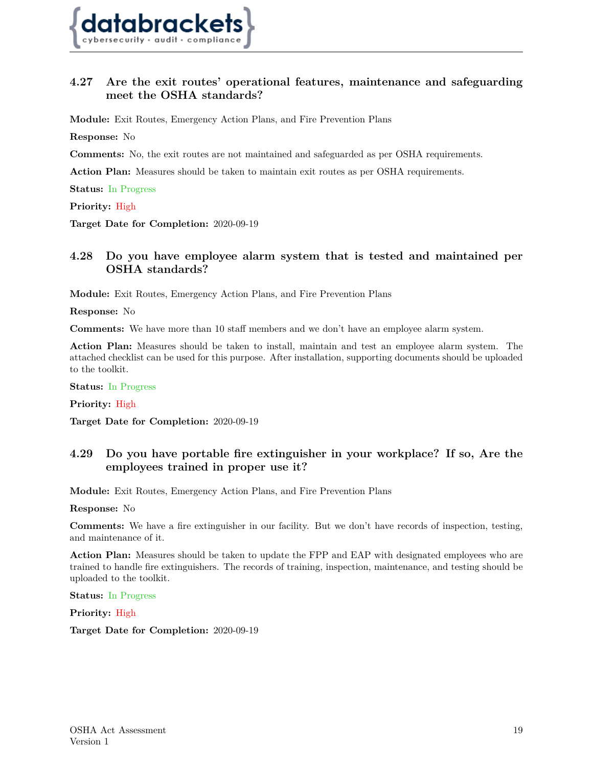### 4.27 Are the exit routes' operational features, maintenance and safeguarding meet the OSHA standards?

**Module:** Exit Routes, Emergency Action Plans, and Fire Prevention Plans

**Response:** No

**Comments:** No, the exit routes are not maintained and safeguarded as per OSHA requirements.

**Action Plan:** Measures should be taken to maintain exit routes as per OSHA requirements.

**Status:** In Progress

**Priority:** High

**Target Date for Completion:** 2020-09-19

### 4.28 Do you have employee alarm system that is tested and maintained per OSHA standards?

**Module:** Exit Routes, Emergency Action Plans, and Fire Prevention Plans

**Response:** No

**Comments:** We have more than 10 staff members and we don't have an employee alarm system.

**Action Plan:** Measures should be taken to install, maintain and test an employee alarm system. The attached checklist can be used for this purpose. After installation, supporting documents should be uploaded to the toolkit.

**Status:** In Progress

**Priority:** High

**Target Date for Completion:** 2020-09-19

### 4.29 Do you have portable fire extinguisher in your workplace? If so, Are the employees trained in proper use it?

**Module:** Exit Routes, Emergency Action Plans, and Fire Prevention Plans

**Response:** No

**Comments:** We have a fire extinguisher in our facility. But we don't have records of inspection, testing, and maintenance of it.

**Action Plan:** Measures should be taken to update the FPP and EAP with designated employees who are trained to handle fire extinguishers. The records of training, inspection, maintenance, and testing should be uploaded to the toolkit.

**Status:** In Progress

**Priority:** High

**Target Date for Completion:** 2020-09-19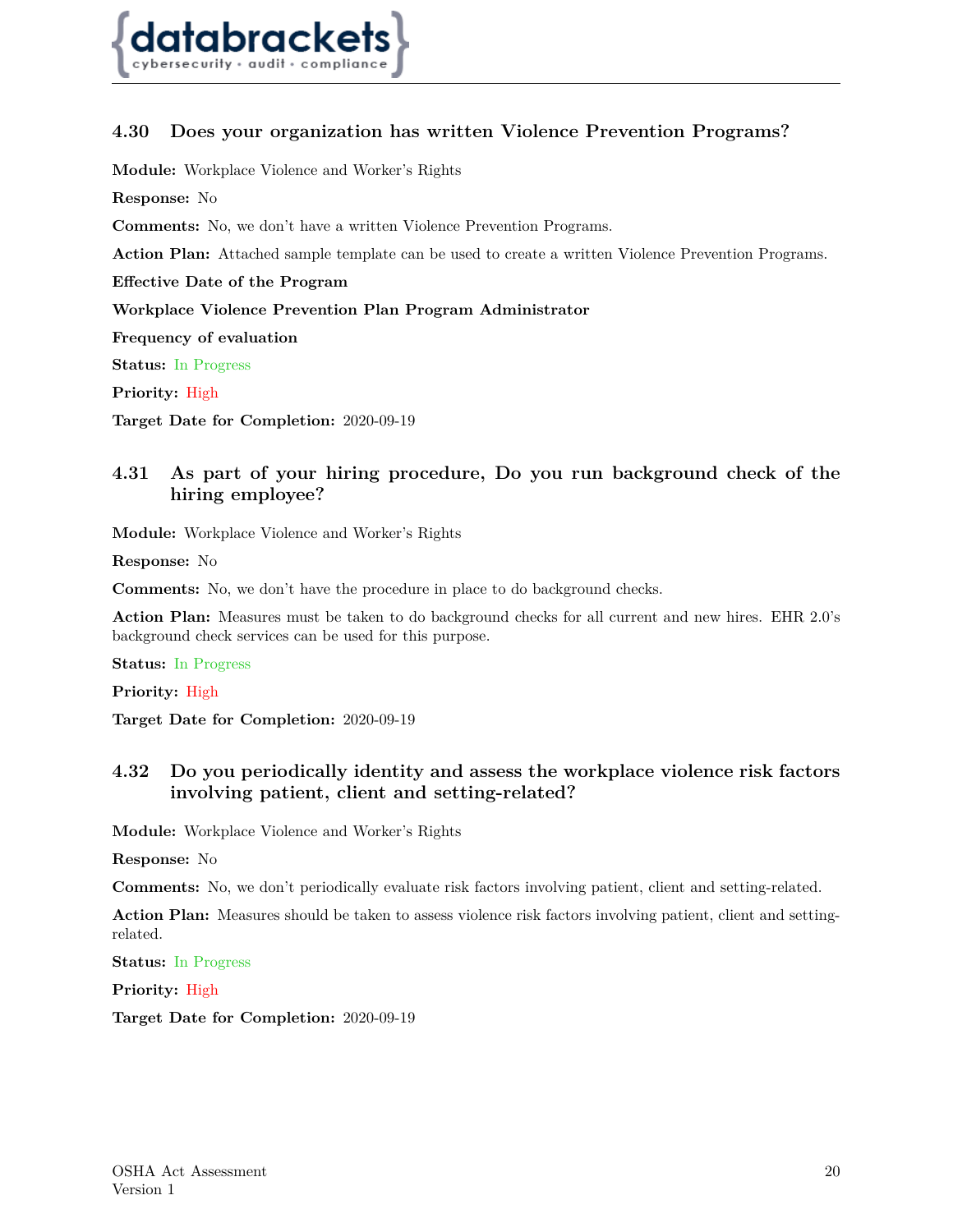### 4.30 Does your organization has written Violence Prevention Programs?

**Module:** Workplace Violence and Worker's Rights

**Response:** No

**Comments:** No, we don't have a written Violence Prevention Programs.

**Action Plan:** Attached sample template can be used to create a written Violence Prevention Programs.

**Effective Date of the Program**

**Workplace Violence Prevention Plan Program Administrator**

**Frequency of evaluation**

**Status:** In Progress

**Priority:** High

**Target Date for Completion:** 2020-09-19

### 4.31 As part of your hiring procedure, Do you run background check of the hiring employee?

**Module:** Workplace Violence and Worker's Rights

**Response:** No

**Comments:** No, we don't have the procedure in place to do background checks.

**Action Plan:** Measures must be taken to do background checks for all current and new hires. EHR 2.0's background check services can be used for this purpose.

**Status:** In Progress

**Priority:** High

**Target Date for Completion:** 2020-09-19

### 4.32 Do you periodically identity and assess the workplace violence risk factors involving patient, client and setting-related?

**Module:** Workplace Violence and Worker's Rights

**Response:** No

**Comments:** No, we don't periodically evaluate risk factors involving patient, client and setting-related.

**Action Plan:** Measures should be taken to assess violence risk factors involving patient, client and setting-related.

**Status:** In Progress

**Priority:** High

**Target Date for Completion:** 2020-09-19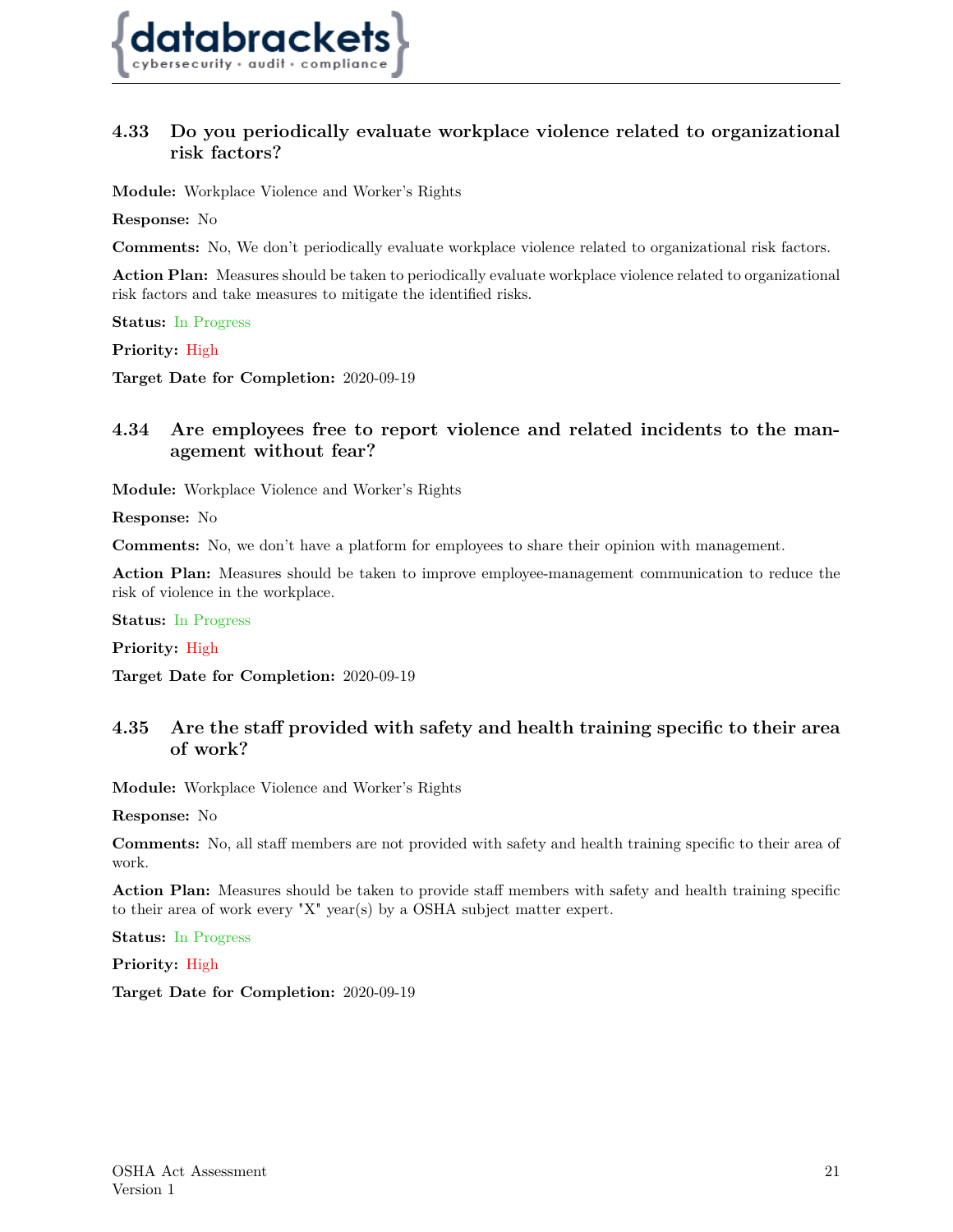### 4.33 Do you periodically evaluate workplace violence related to organizational risk factors?

**Module:** Workplace Violence and Worker's Rights

**Response:** No

**Comments:** No, We don't periodically evaluate workplace violence related to organizational risk factors.

**Action Plan:** Measures should be taken to periodically evaluate workplace violence related to organizational risk factors and take measures to mitigate the identified risks.

**Status:** In Progress

**Priority:** High

**Target Date for Completion:** 2020-09-19

### 4.34 Are employees free to report violence and related incidents to the management without fear?

**Module:** Workplace Violence and Worker's Rights

**Response:** No

**Comments:** No, we don't have a platform for employees to share their opinion with management.

**Action Plan:** Measures should be taken to improve employee-management communication to reduce the risk of violence in the workplace.

**Status:** In Progress

**Priority:** High

**Target Date for Completion:** 2020-09-19

### 4.35 Are the staff provided with safety and health training specific to their area of work?

**Module:** Workplace Violence and Worker's Rights

**Response:** No

**Comments:** No, all staff members are not provided with safety and health training specific to their area of work.

**Action Plan:** Measures should be taken to provide staff members with safety and health training specific to their area of work every "X" year(s) by a OSHA subject matter expert.

**Status:** In Progress

**Priority:** High

**Target Date for Completion:** 2020-09-19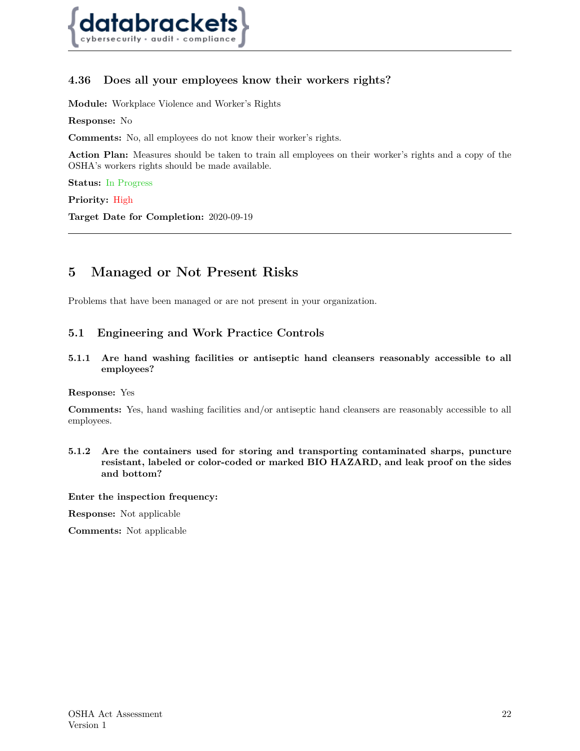### 4.36 Does all your employees know their workers rights?

**Module:** Workplace Violence and Worker's Rights

**Response:** No

**Comments:** No, all employees do not know their worker's rights.

**Action Plan:** Measures should be taken to train all employees on their worker's rights and a copy of the OSHA's workers rights should be made available.

**Status:** In Progress

**Priority:** High

**Target Date for Completion:** 2020-09-19

---

# 5 Managed or Not Present Risks

Problems that have been managed or are not present in your organization.

## 5.1 Engineering and Work Practice Controls

### 5.1.1 Are hand washing facilities or antiseptic hand cleansers reasonably accessible to all employees?

**Response:** Yes

**Comments:** Yes, hand washing facilities and/or antiseptic hand cleansers are reasonably accessible to all employees.

### 5.1.2 Are the containers used for storing and transporting contaminated sharps, puncture resistant, labeled or color-coded or marked BIO HAZARD, and leak proof on the sides and bottom?

**Enter the inspection frequency:**

**Response:** Not applicable

**Comments:** Not applicable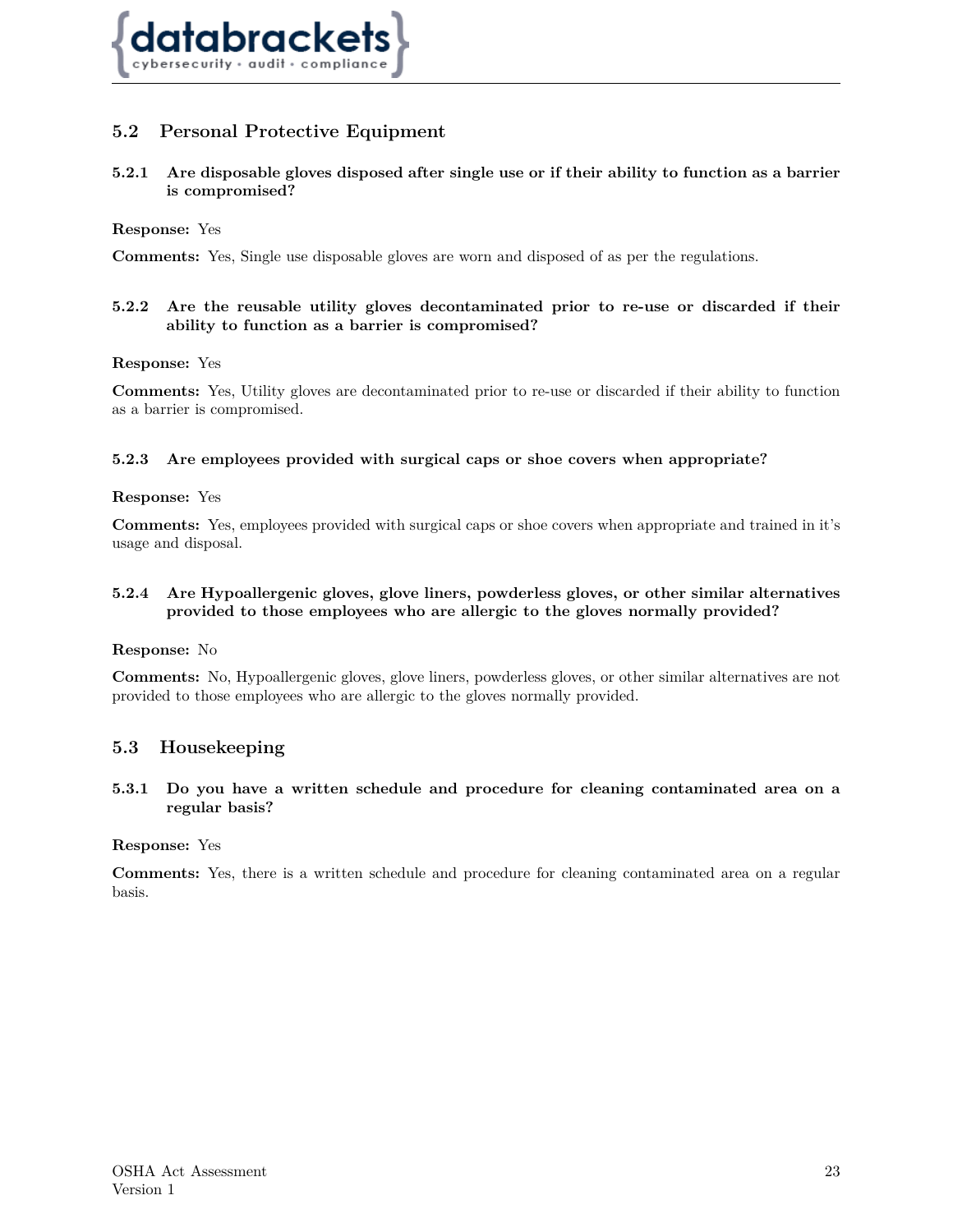## 5.2 Personal Protective Equipment

### 5.2.1 Are disposable gloves disposed after single use or if their ability to function as a barrier is compromised?

**Response:** Yes

**Comments:** Yes, Single use disposable gloves are worn and disposed of as per the regulations.

### 5.2.2 Are the reusable utility gloves decontaminated prior to re-use or discarded if their ability to function as a barrier is compromised?

**Response:** Yes

**Comments:** Yes, Utility gloves are decontaminated prior to re-use or discarded if their ability to function as a barrier is compromised.

### 5.2.3 Are employees provided with surgical caps or shoe covers when appropriate?

**Response:** Yes

**Comments:** Yes, employees provided with surgical caps or shoe covers when appropriate and trained in it's usage and disposal.

### 5.2.4 Are Hypoallergenic gloves, glove liners, powderless gloves, or other similar alternatives provided to those employees who are allergic to the gloves normally provided?

**Response:** No

**Comments:** No, Hypoallergenic gloves, glove liners, powderless gloves, or other similar alternatives are not provided to those employees who are allergic to the gloves normally provided.

## 5.3 Housekeeping

### 5.3.1 Do you have a written schedule and procedure for cleaning contaminated area on a regular basis?

**Response:** Yes

**Comments:** Yes, there is a written schedule and procedure for cleaning contaminated area on a regular basis.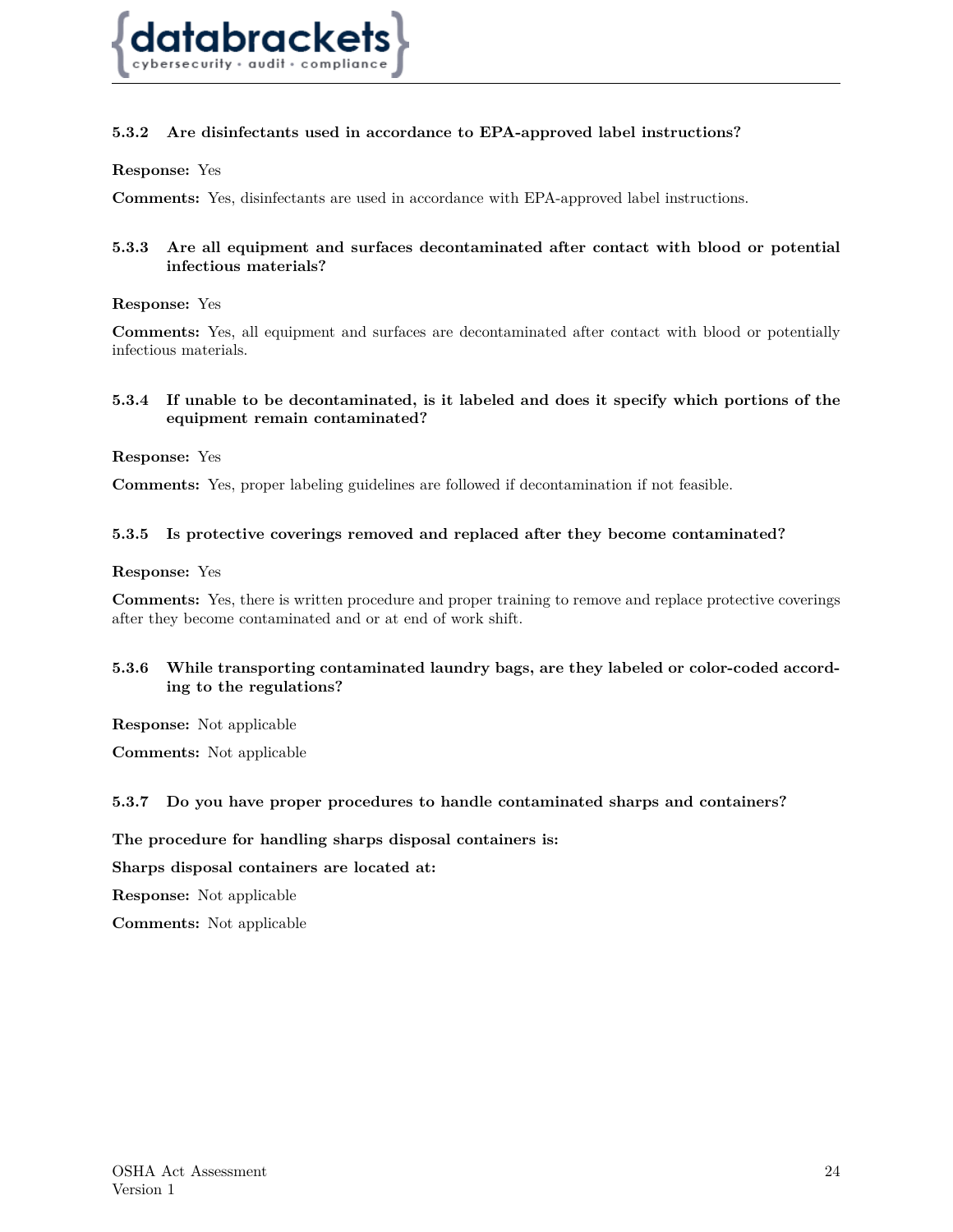### 5.3.2 Are disinfectants used in accordance to EPA-approved label instructions?

**Response:** Yes

**Comments:** Yes, disinfectants are used in accordance with EPA-approved label instructions.

### 5.3.3 Are all equipment and surfaces decontaminated after contact with blood or potential infectious materials?

**Response:** Yes

**Comments:** Yes, all equipment and surfaces are decontaminated after contact with blood or potentially infectious materials.

### 5.3.4 If unable to be decontaminated, is it labeled and does it specify which portions of the equipment remain contaminated?

**Response:** Yes

**Comments:** Yes, proper labeling guidelines are followed if decontamination if not feasible.

### 5.3.5 Is protective coverings removed and replaced after they become contaminated?

**Response:** Yes

**Comments:** Yes, there is written procedure and proper training to remove and replace protective coverings after they become contaminated and or at end of work shift.

### 5.3.6 While transporting contaminated laundry bags, are they labeled or color-coded according to the regulations?

**Response:** Not applicable

**Comments:** Not applicable

### 5.3.7 Do you have proper procedures to handle contaminated sharps and containers?

**The procedure for handling sharps disposal containers is:**

**Sharps disposal containers are located at:**

**Response:** Not applicable

**Comments:** Not applicable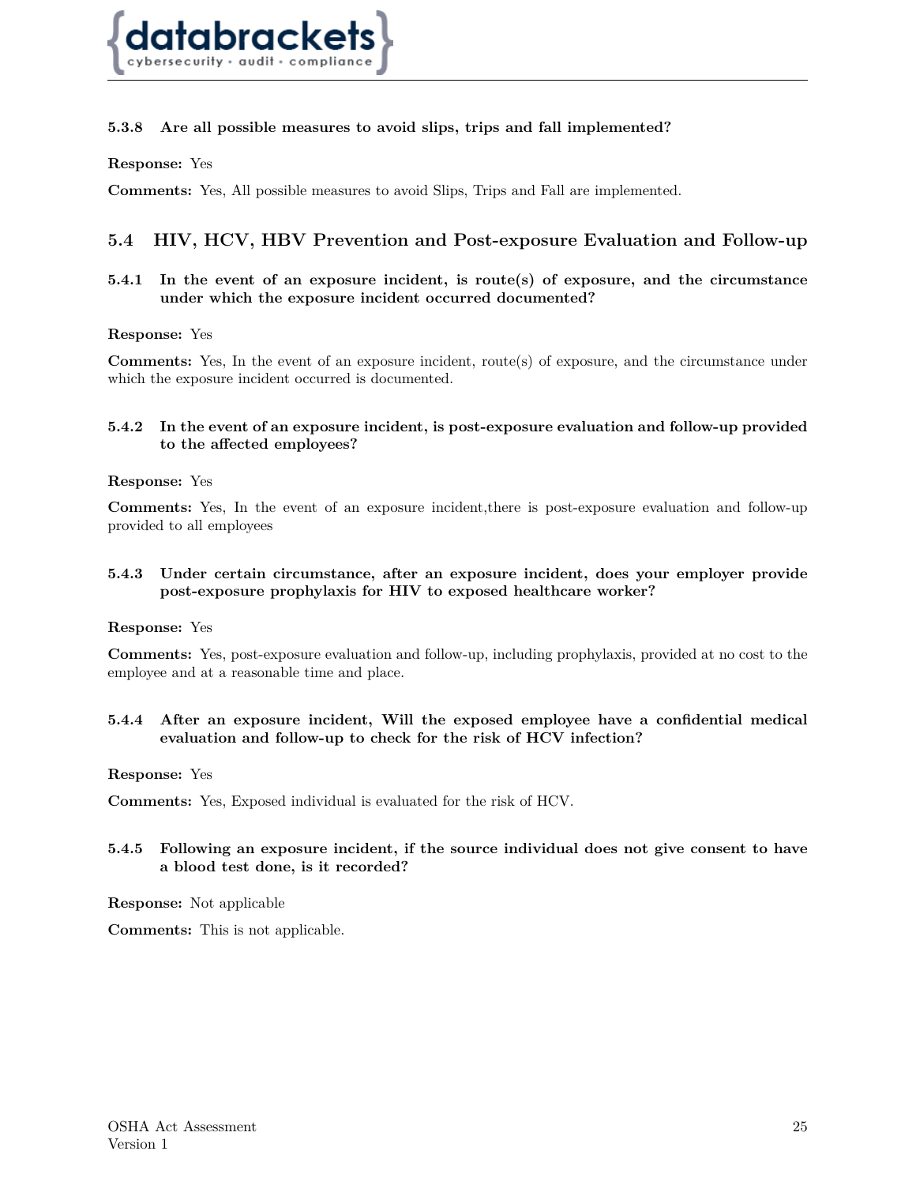#### 5.3.8 Are all possible measures to avoid slips, trips and fall implemented?

**Response:** Yes

**Comments:** Yes, All possible measures to avoid Slips, Trips and Fall are implemented.

### 5.4 HIV, HCV, HBV Prevention and Post-exposure Evaluation and Follow-up

#### 5.4.1 In the event of an exposure incident, is route(s) of exposure, and the circumstance under which the exposure incident occurred documented?

**Response:** Yes

**Comments:** Yes, In the event of an exposure incident, route(s) of exposure, and the circumstance under which the exposure incident occurred is documented.

#### 5.4.2 In the event of an exposure incident, is post-exposure evaluation and follow-up provided to the affected employees?

**Response:** Yes

**Comments:** Yes, In the event of an exposure incident,there is post-exposure evaluation and follow-up provided to all employees

#### 5.4.3 Under certain circumstance, after an exposure incident, does your employer provide post-exposure prophylaxis for HIV to exposed healthcare worker?

**Response:** Yes

**Comments:** Yes, post-exposure evaluation and follow-up, including prophylaxis, provided at no cost to the employee and at a reasonable time and place.

#### 5.4.4 After an exposure incident, Will the exposed employee have a confidential medical evaluation and follow-up to check for the risk of HCV infection?

**Response:** Yes

**Comments:** Yes, Exposed individual is evaluated for the risk of HCV.

#### 5.4.5 Following an exposure incident, if the source individual does not give consent to have a blood test done, is it recorded?

**Response:** Not applicable

**Comments:** This is not applicable.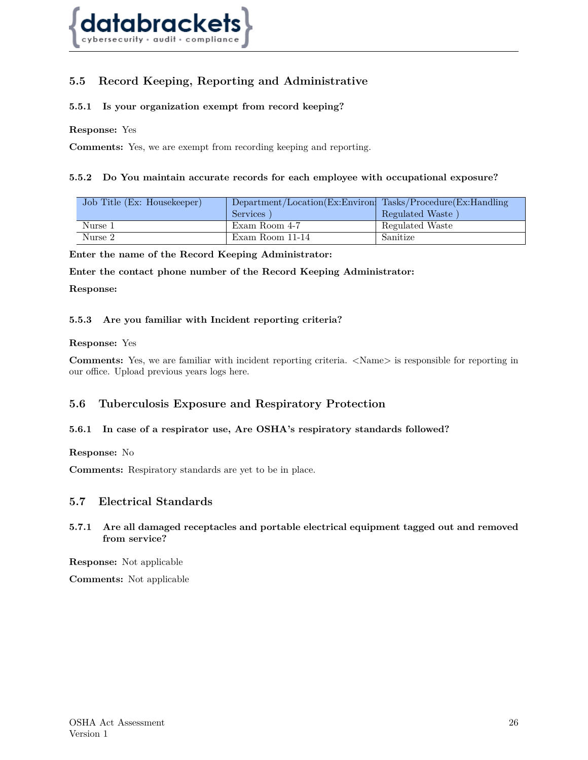## 5.5 Record Keeping, Reporting and Administrative

### 5.5.1 Is your organization exempt from record keeping?

**Response:** Yes

**Comments:** Yes, we are exempt from recording keeping and reporting.

### 5.5.2 Do You maintain accurate records for each employee with occupational exposure?

| Job Title (Ex: Housekeeper) | Department/Location(Ex:Environ Services ) | Tasks/Procedure(Ex:Handling Regulated Waste ) |
|---|---|---|
| Nurse 1 | Exam Room 4-7 | Regulated Waste |
| Nurse 2 | Exam Room 11-14 | Sanitize |

**Enter the name of the Record Keeping Administrator:**

**Enter the contact phone number of the Record Keeping Administrator:**

**Response:**

### 5.5.3 Are you familiar with Incident reporting criteria?

**Response:** Yes

**Comments:** Yes, we are familiar with incident reporting criteria. <Name> is responsible for reporting in our office. Upload previous years logs here.

## 5.6 Tuberculosis Exposure and Respiratory Protection

### 5.6.1 In case of a respirator use, Are OSHA's respiratory standards followed?

**Response:** No

**Comments:** Respiratory standards are yet to be in place.

## 5.7 Electrical Standards

### 5.7.1 Are all damaged receptacles and portable electrical equipment tagged out and removed from service?

**Response:** Not applicable

**Comments:** Not applicable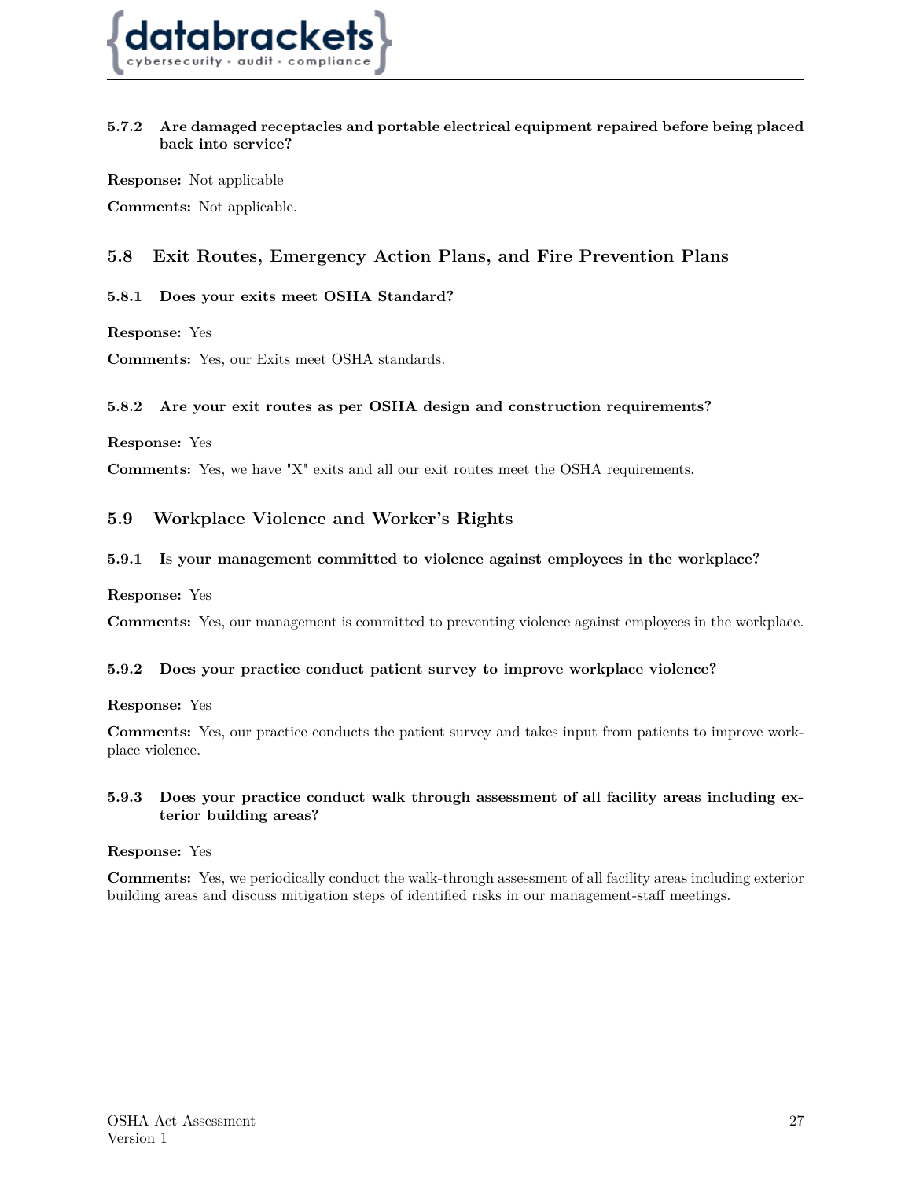#### 5.7.2 Are damaged receptacles and portable electrical equipment repaired before being placed back into service?

**Response:** Not applicable

**Comments:** Not applicable.

### 5.8 Exit Routes, Emergency Action Plans, and Fire Prevention Plans

#### 5.8.1 Does your exits meet OSHA Standard?

**Response:** Yes

**Comments:** Yes, our Exits meet OSHA standards.

#### 5.8.2 Are your exit routes as per OSHA design and construction requirements?

**Response:** Yes

**Comments:** Yes, we have "X" exits and all our exit routes meet the OSHA requirements.

### 5.9 Workplace Violence and Worker's Rights

#### 5.9.1 Is your management committed to violence against employees in the workplace?

**Response:** Yes

**Comments:** Yes, our management is committed to preventing violence against employees in the workplace.

#### 5.9.2 Does your practice conduct patient survey to improve workplace violence?

**Response:** Yes

**Comments:** Yes, our practice conducts the patient survey and takes input from patients to improve workplace violence.

#### 5.9.3 Does your practice conduct walk through assessment of all facility areas including exterior building areas?

**Response:** Yes

**Comments:** Yes, we periodically conduct the walk-through assessment of all facility areas including exterior building areas and discuss mitigation steps of identified risks in our management-staff meetings.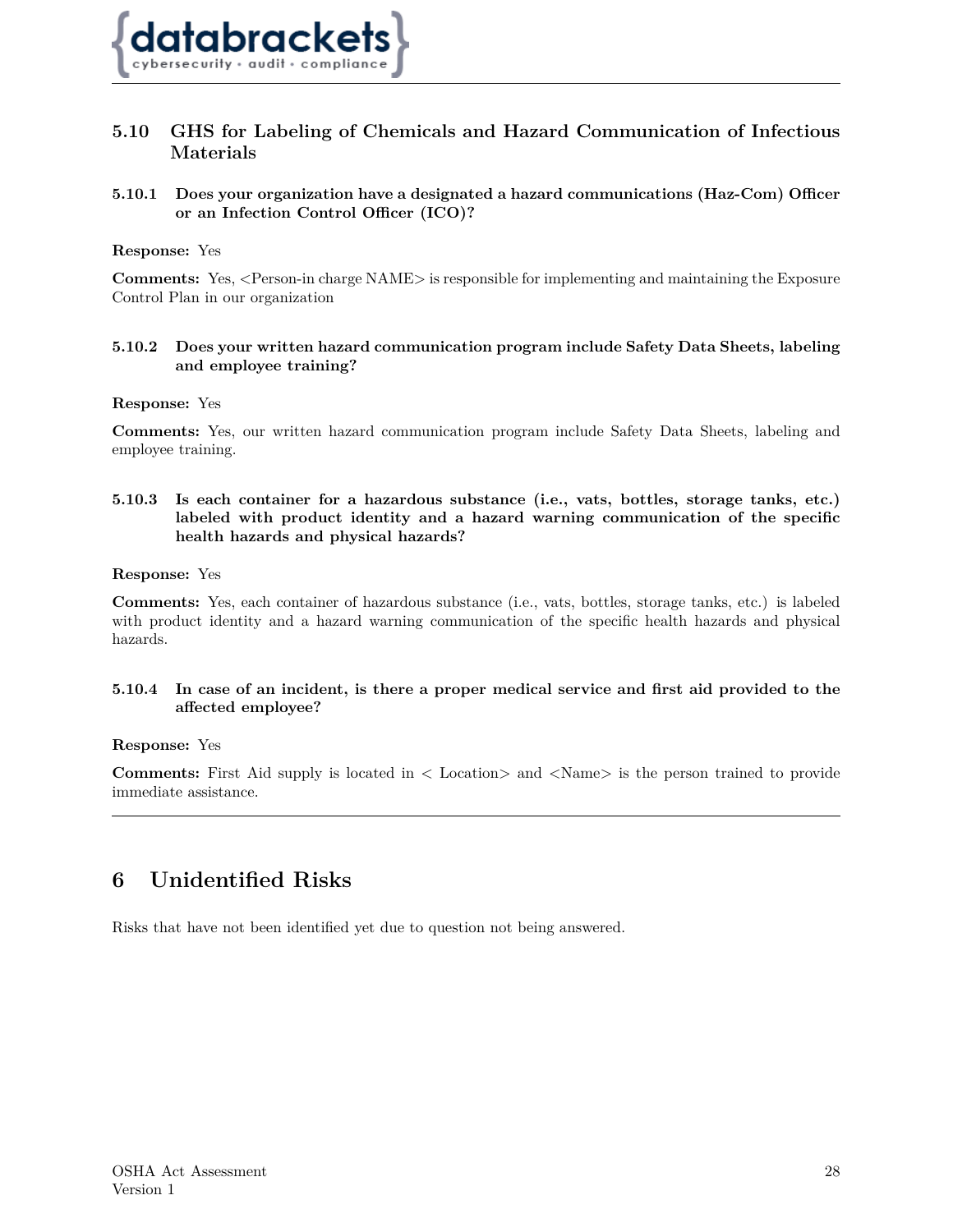## 5.10 GHS for Labeling of Chemicals and Hazard Communication of Infectious Materials

### 5.10.1 Does your organization have a designated a hazard communications (Haz-Com) Officer or an Infection Control Officer (ICO)?

**Response:** Yes

**Comments:** Yes, <Person-in charge NAME> is responsible for implementing and maintaining the Exposure Control Plan in our organization

### 5.10.2 Does your written hazard communication program include Safety Data Sheets, labeling and employee training?

**Response:** Yes

**Comments:** Yes, our written hazard communication program include Safety Data Sheets, labeling and employee training.

### 5.10.3 Is each container for a hazardous substance (i.e., vats, bottles, storage tanks, etc.) labeled with product identity and a hazard warning communication of the specific health hazards and physical hazards?

**Response:** Yes

**Comments:** Yes, each container of hazardous substance (i.e., vats, bottles, storage tanks, etc.) is labeled with product identity and a hazard warning communication of the specific health hazards and physical hazards.

### 5.10.4 In case of an incident, is there a proper medical service and first aid provided to the affected employee?

**Response:** Yes

**Comments:** First Aid supply is located in < Location> and <Name> is the person trained to provide immediate assistance.

---

# 6 Unidentified Risks

Risks that have not been identified yet due to question not being answered.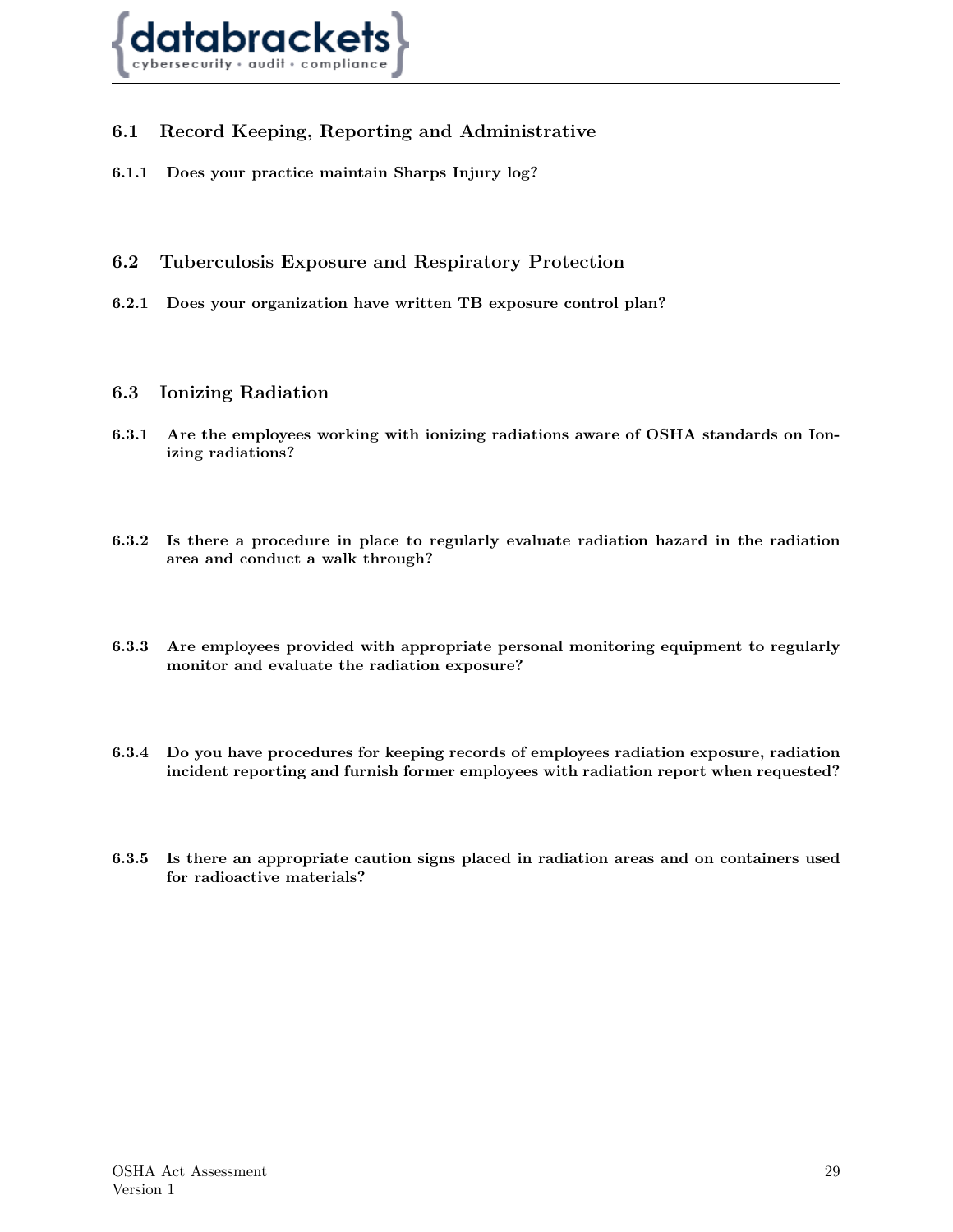## 6.1 Record Keeping, Reporting and Administrative

### 6.1.1 Does your practice maintain Sharps Injury log?

## 6.2 Tuberculosis Exposure and Respiratory Protection

### 6.2.1 Does your organization have written TB exposure control plan?

## 6.3 Ionizing Radiation

### 6.3.1 Are the employees working with ionizing radiations aware of OSHA standards on Ionizing radiations?

### 6.3.2 Is there a procedure in place to regularly evaluate radiation hazard in the radiation area and conduct a walk through?

### 6.3.3 Are employees provided with appropriate personal monitoring equipment to regularly monitor and evaluate the radiation exposure?

### 6.3.4 Do you have procedures for keeping records of employees radiation exposure, radiation incident reporting and furnish former employees with radiation report when requested?

### 6.3.5 Is there an appropriate caution signs placed in radiation areas and on containers used for radioactive materials?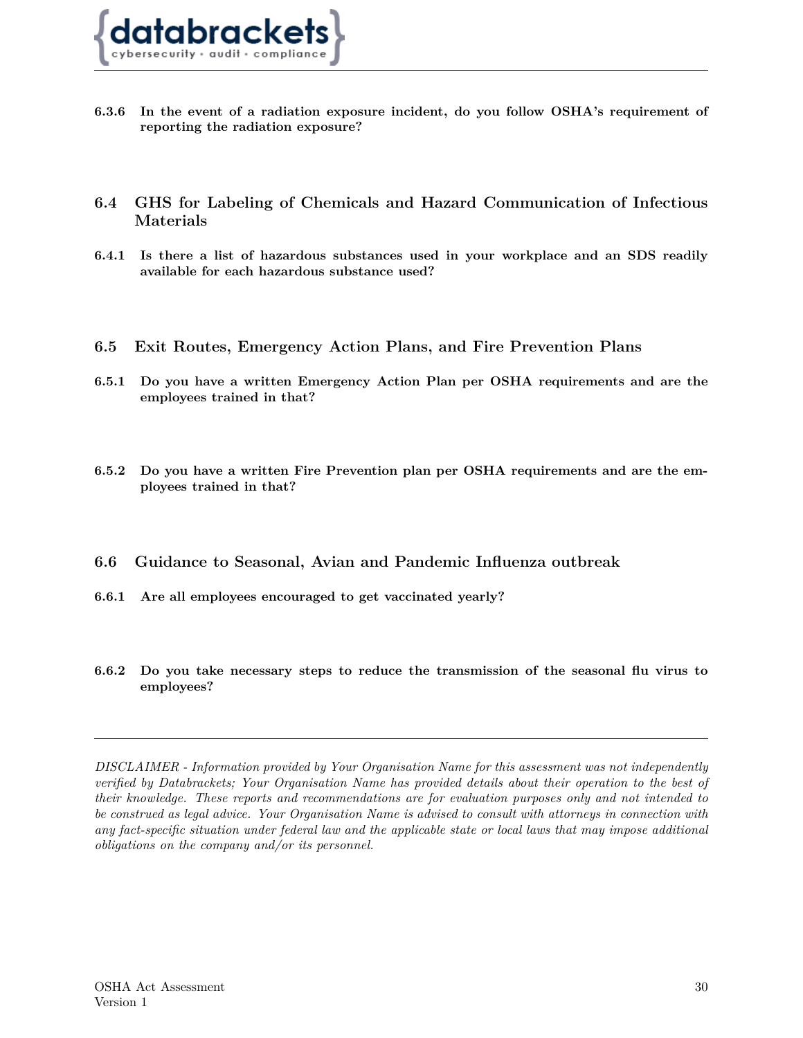**6.3.6 In the event of a radiation exposure incident, do you follow OSHA's requirement of reporting the radiation exposure?**

## 6.4 GHS for Labeling of Chemicals and Hazard Communication of Infectious Materials

**6.4.1 Is there a list of hazardous substances used in your workplace and an SDS readily available for each hazardous substance used?**

## 6.5 Exit Routes, Emergency Action Plans, and Fire Prevention Plans

**6.5.1 Do you have a written Emergency Action Plan per OSHA requirements and are the employees trained in that?**

**6.5.2 Do you have a written Fire Prevention plan per OSHA requirements and are the employees trained in that?**

## 6.6 Guidance to Seasonal, Avian and Pandemic Influenza outbreak

**6.6.1 Are all employees encouraged to get vaccinated yearly?**

**6.6.2 Do you take necessary steps to reduce the transmission of the seasonal flu virus to employees?**

---

*DISCLAIMER - Information provided by Your Organisation Name for this assessment was not independently verified by Databrackets; Your Organisation Name has provided details about their operation to the best of their knowledge. These reports and recommendations are for evaluation purposes only and not intended to be construed as legal advice. Your Organisation Name is advised to consult with attorneys in connection with any fact-specific situation under federal law and the applicable state or local laws that may impose additional obligations on the company and/or its personnel.*